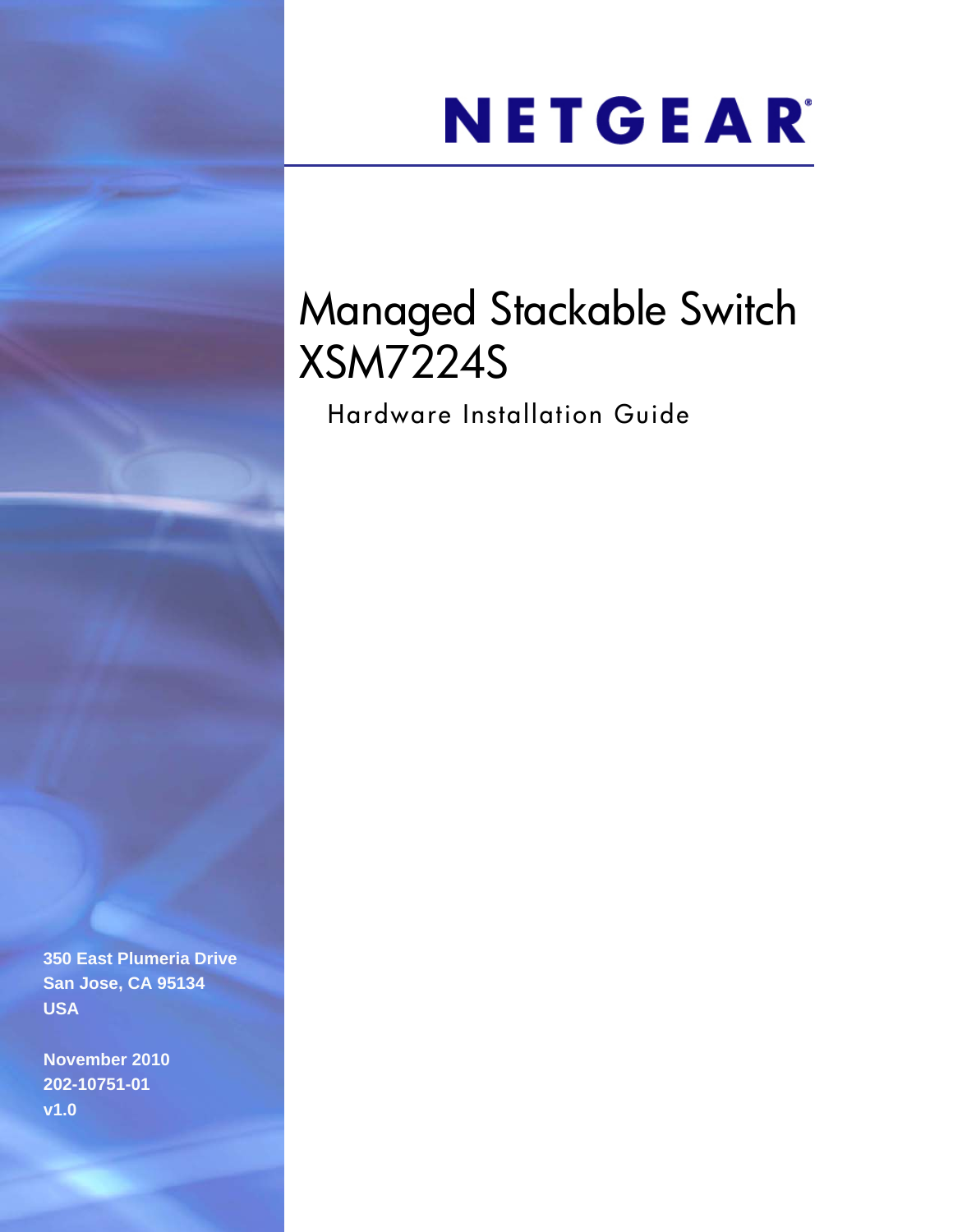# NETGEAR

# Managed Stackable Switch XSM7224S

## Hardware Installation Guide

**350 East Plumeria Drive**
**San Jose, CA 95134**
**USA**

**November 2010**
**202-10751-01**
**v1.0**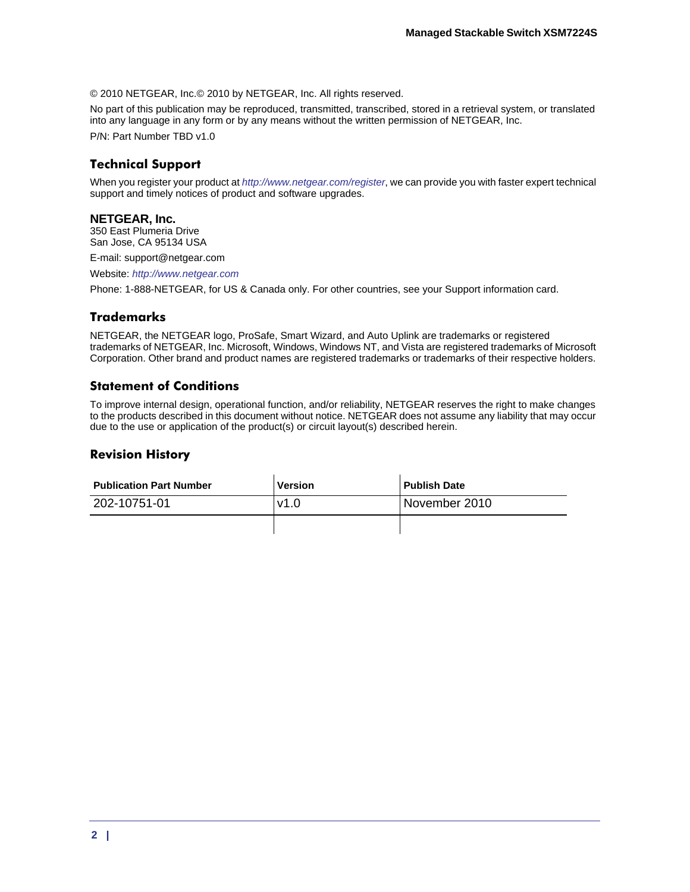© 2010 NETGEAR, Inc.© 2010 by NETGEAR, Inc. All rights reserved.

No part of this publication may be reproduced, transmitted, transcribed, stored in a retrieval system, or translated into any language in any form or by any means without the written permission of NETGEAR, Inc.

P/N: Part Number TBD v1.0

## Technical Support

When you register your product at *http://www.netgear.com/register*, we can provide you with faster expert technical support and timely notices of product and software upgrades.

**NETGEAR, Inc.**
350 East Plumeria Drive
San Jose, CA 95134 USA

E-mail: support@netgear.com

Website: *http://www.netgear.com*

Phone: 1-888-NETGEAR, for US & Canada only. For other countries, see your Support information card.

## Trademarks

NETGEAR, the NETGEAR logo, ProSafe, Smart Wizard, and Auto Uplink are trademarks or registered trademarks of NETGEAR, Inc. Microsoft, Windows, Windows NT, and Vista are registered trademarks of Microsoft Corporation. Other brand and product names are registered trademarks or trademarks of their respective holders.

## Statement of Conditions

To improve internal design, operational function, and/or reliability, NETGEAR reserves the right to make changes to the products described in this document without notice. NETGEAR does not assume any liability that may occur due to the use or application of the product(s) or circuit layout(s) described herein.

## Revision History

| Publication Part Number | Version | Publish Date |
| --- | --- | --- |
| 202-10751-01 | v1.0 | November 2010 |
| | | |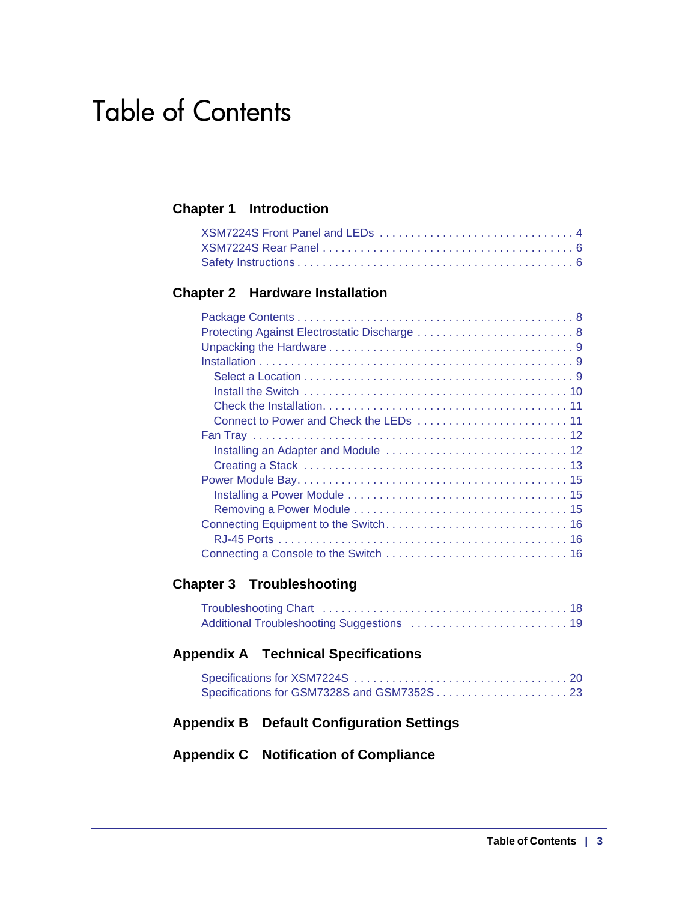# Table of Contents

## Chapter 1 Introduction

- XSM7224S Front Panel and LEDs . . . . . . . . . . . . . . . . . . . . . . . . . . . . . . 4
- XSM7224S Rear Panel . . . . . . . . . . . . . . . . . . . . . . . . . . . . . . . . . . . . . 6
- Safety Instructions . . . . . . . . . . . . . . . . . . . . . . . . . . . . . . . . . . . . . . . . . 6

## Chapter 2 Hardware Installation

- Package Contents . . . . . . . . . . . . . . . . . . . . . . . . . . . . . . . . . . . . . . . . . 8
- Protecting Against Electrostatic Discharge . . . . . . . . . . . . . . . . . . . . . . . . 8
- Unpacking the Hardware . . . . . . . . . . . . . . . . . . . . . . . . . . . . . . . . . . . . 9
- Installation . . . . . . . . . . . . . . . . . . . . . . . . . . . . . . . . . . . . . . . . . . . . . . 9
  - Select a Location . . . . . . . . . . . . . . . . . . . . . . . . . . . . . . . . . . . . . . . . 9
  - Install the Switch . . . . . . . . . . . . . . . . . . . . . . . . . . . . . . . . . . . . . . . 10
  - Check the Installation. . . . . . . . . . . . . . . . . . . . . . . . . . . . . . . . . . . . 11
  - Connect to Power and Check the LEDs . . . . . . . . . . . . . . . . . . . . . . . . 11
- Fan Tray . . . . . . . . . . . . . . . . . . . . . . . . . . . . . . . . . . . . . . . . . . . . . . 12
  - Installing an Adapter and Module . . . . . . . . . . . . . . . . . . . . . . . . . . . 12
  - Creating a Stack . . . . . . . . . . . . . . . . . . . . . . . . . . . . . . . . . . . . . . . 13
- Power Module Bay. . . . . . . . . . . . . . . . . . . . . . . . . . . . . . . . . . . . . . . . 15
  - Installing a Power Module . . . . . . . . . . . . . . . . . . . . . . . . . . . . . . . . . 15
  - Removing a Power Module . . . . . . . . . . . . . . . . . . . . . . . . . . . . . . . . 15
- Connecting Equipment to the Switch. . . . . . . . . . . . . . . . . . . . . . . . . . . . 16
  - RJ-45 Ports . . . . . . . . . . . . . . . . . . . . . . . . . . . . . . . . . . . . . . . . . . . 16
- Connecting a Console to the Switch . . . . . . . . . . . . . . . . . . . . . . . . . . . . 16

## Chapter 3 Troubleshooting

- Troubleshooting Chart . . . . . . . . . . . . . . . . . . . . . . . . . . . . . . . . . . . . . 18
- Additional Troubleshooting Suggestions . . . . . . . . . . . . . . . . . . . . . . . . . 19

## Appendix A Technical Specifications

- Specifications for XSM7224S . . . . . . . . . . . . . . . . . . . . . . . . . . . . . . . . . 20
- Specifications for GSM7328S and GSM7352S . . . . . . . . . . . . . . . . . . . . . 23

## Appendix B Default Configuration Settings

## Appendix C Notification of Compliance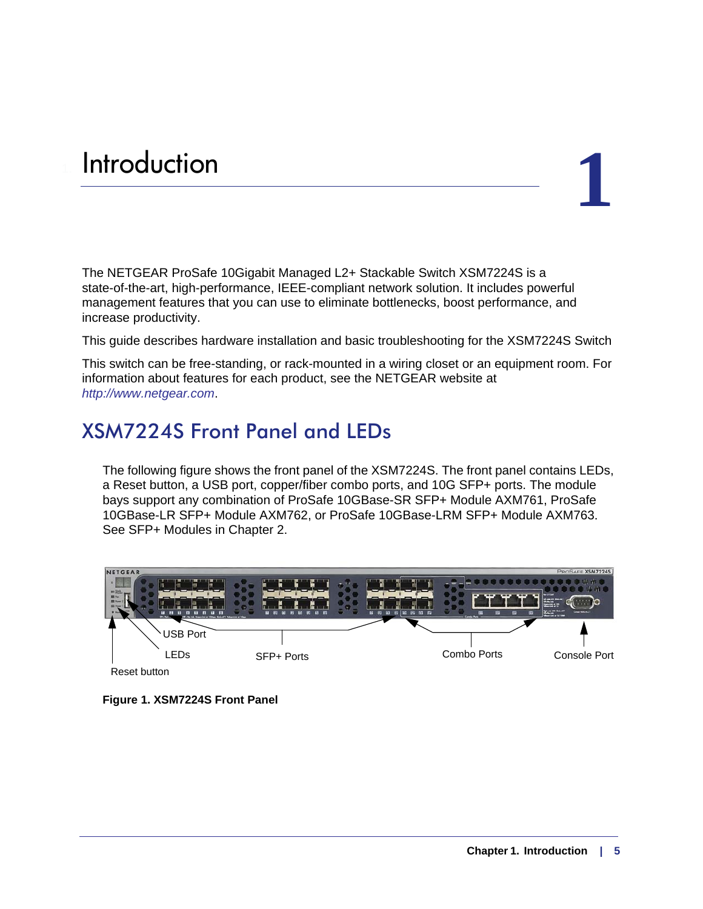# 1 Introduction

The NETGEAR ProSafe 10Gigabit Managed L2+ Stackable Switch XSM7224S is a state-of-the-art, high-performance, IEEE-compliant network solution. It includes powerful management features that you can use to eliminate bottlenecks, boost performance, and increase productivity.

This guide describes hardware installation and basic troubleshooting for the XSM7224S Switch

This switch can be free-standing, or rack-mounted in a wiring closet or an equipment room. For information about features for each product, see the NETGEAR website at *http://www.netgear.com*.

## XSM7224S Front Panel and LEDs

The following figure shows the front panel of the XSM7224S. The front panel contains LEDs, a Reset button, a USB port, copper/fiber combo ports, and 10G SFP+ ports. The module bays support any combination of ProSafe 10GBase-SR SFP+ Module AXM761, ProSafe 10GBase-LR SFP+ Module AXM762, or ProSafe 10GBase-LRM SFP+ Module AXM763. See SFP+ Modules in Chapter 2.

USB Port

LEDs

SFP+ Ports

Combo Ports

Console Port

Reset button

**Figure 1. XSM7224S Front Panel**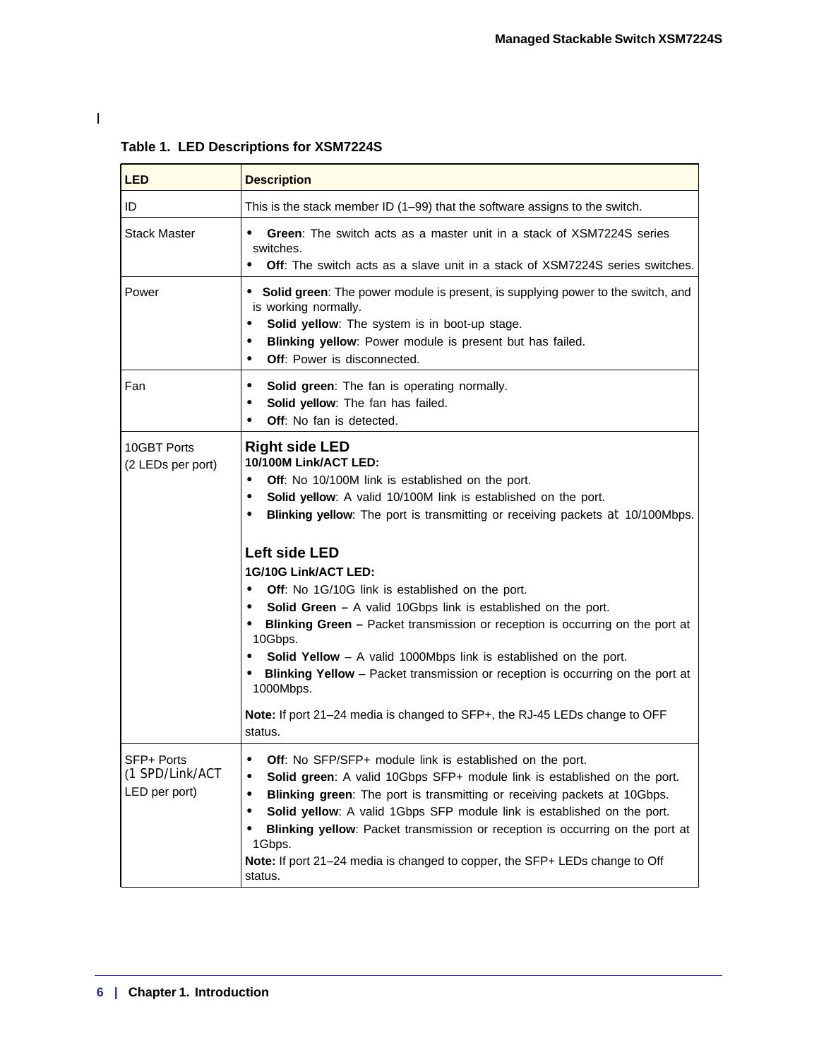**Table 1. LED Descriptions for XSM7224S**

| LED | Description |
|---|---|
| ID | This is the stack member ID (1–99) that the software assigns to the switch. |
| Stack Master | • **Green**: The switch acts as a master unit in a stack of XSM7224S series switches.<br>• **Off**: The switch acts as a slave unit in a stack of XSM7224S series switches. |
| Power | • **Solid green**: The power module is present, is supplying power to the switch, and is working normally.<br>• **Solid yellow**: The system is in boot-up stage.<br>• **Blinking yellow**: Power module is present but has failed.<br>• **Off**: Power is disconnected. |
| Fan | • **Solid green**: The fan is operating normally.<br>• **Solid yellow**: The fan has failed.<br>• **Off**: No fan is detected. |
| 10GBT Ports<br>(2 LEDs per port) | **Right side LED**<br>**10/100M Link/ACT LED:**<br>• **Off**: No 10/100M link is established on the port.<br>• **Solid yellow**: A valid 10/100M link is established on the port.<br>• **Blinking yellow**: The port is transmitting or receiving packets at 10/100Mbps.<br><br>**Left side LED**<br>**1G/10G Link/ACT LED:**<br>• **Off**: No 1G/10G link is established on the port.<br>• **Solid Green –** A valid 10Gbps link is established on the port.<br>• **Blinking Green –** Packet transmission or reception is occurring on the port at 10Gbps.<br>• **Solid Yellow** – A valid 1000Mbps link is established on the port.<br>• **Blinking Yellow** – Packet transmission or reception is occurring on the port at 1000Mbps.<br><br>**Note:** If port 21–24 media is changed to SFP+, the RJ-45 LEDs change to OFF status. |
| SFP+ Ports<br>(1 SPD/Link/ACT LED per port) | • **Off**: No SFP/SFP+ module link is established on the port.<br>• **Solid green**: A valid 10Gbps SFP+ module link is established on the port.<br>• **Blinking green**: The port is transmitting or receiving packets at 10Gbps.<br>• **Solid yellow**: A valid 1Gbps SFP module link is established on the port.<br>• **Blinking yellow**: Packet transmission or reception is occurring on the port at 1Gbps.<br>**Note:** If port 21–24 media is changed to copper, the SFP+ LEDs change to Off status. |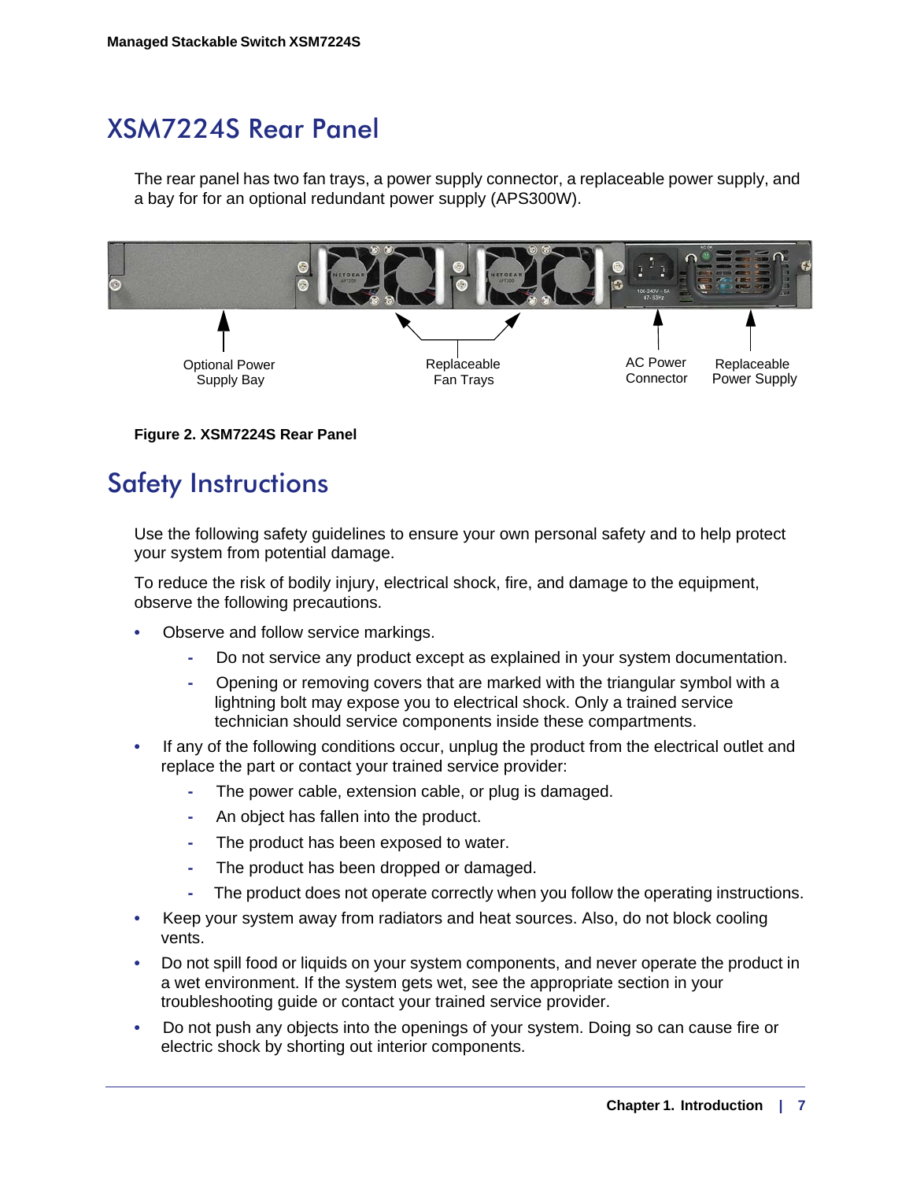## XSM7224S Rear Panel

The rear panel has two fan trays, a power supply connector, a replaceable power supply, and a bay for for an optional redundant power supply (APS300W).

Optional Power Supply Bay | Replaceable Fan Trays | AC Power Connector | Replaceable Power Supply

**Figure 2. XSM7224S Rear Panel**

## Safety Instructions

Use the following safety guidelines to ensure your own personal safety and to help protect your system from potential damage.

To reduce the risk of bodily injury, electrical shock, fire, and damage to the equipment, observe the following precautions.

- Observe and follow service markings.
  - Do not service any product except as explained in your system documentation.
  - Opening or removing covers that are marked with the triangular symbol with a lightning bolt may expose you to electrical shock. Only a trained service technician should service components inside these compartments.
- If any of the following conditions occur, unplug the product from the electrical outlet and replace the part or contact your trained service provider:
  - The power cable, extension cable, or plug is damaged.
  - An object has fallen into the product.
  - The product has been exposed to water.
  - The product has been dropped or damaged.
  - The product does not operate correctly when you follow the operating instructions.
- Keep your system away from radiators and heat sources. Also, do not block cooling vents.
- Do not spill food or liquids on your system components, and never operate the product in a wet environment. If the system gets wet, see the appropriate section in your troubleshooting guide or contact your trained service provider.
- Do not push any objects into the openings of your system. Doing so can cause fire or electric shock by shorting out interior components.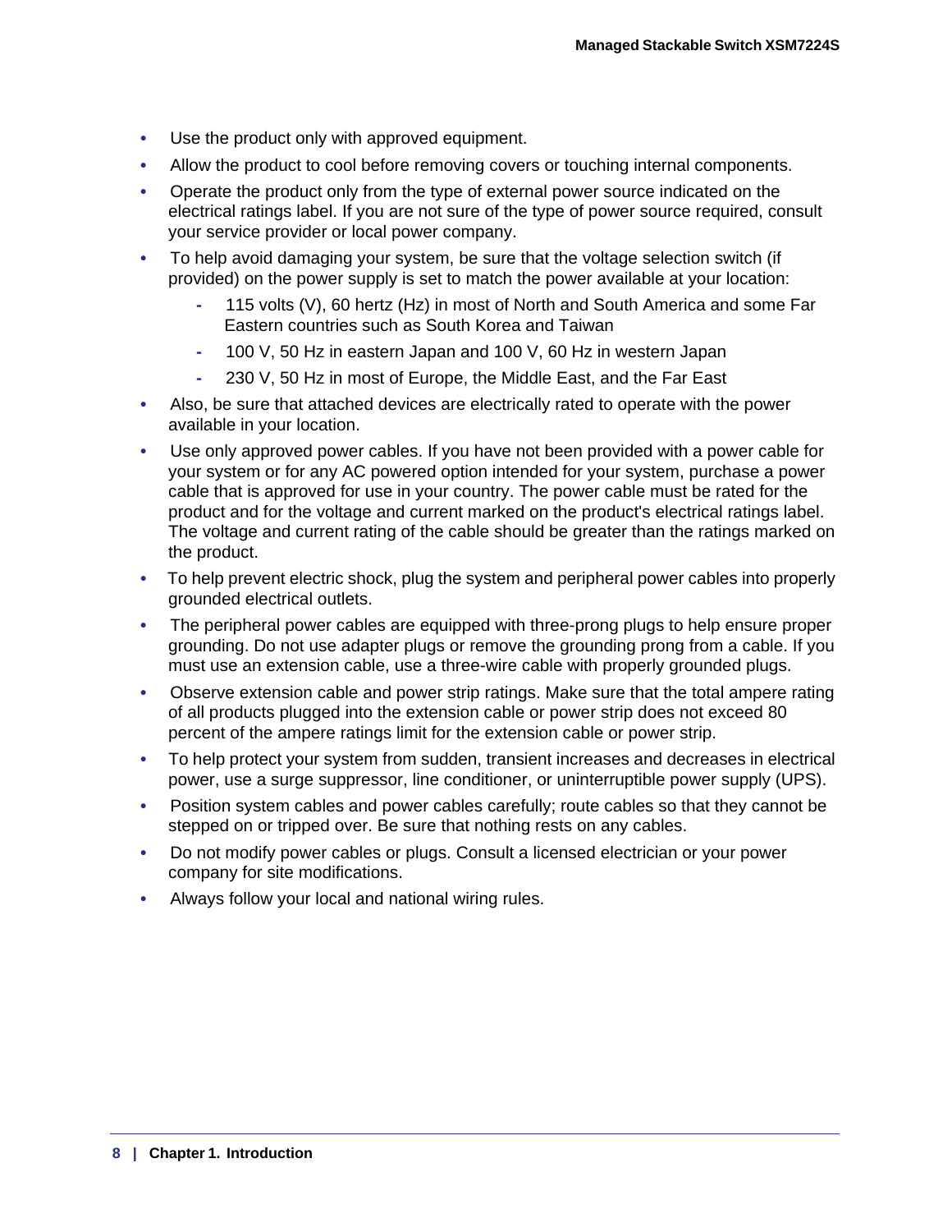- Use the product only with approved equipment.
- Allow the product to cool before removing covers or touching internal components.
- Operate the product only from the type of external power source indicated on the electrical ratings label. If you are not sure of the type of power source required, consult your service provider or local power company.
- To help avoid damaging your system, be sure that the voltage selection switch (if provided) on the power supply is set to match the power available at your location:
  - 115 volts (V), 60 hertz (Hz) in most of North and South America and some Far Eastern countries such as South Korea and Taiwan
  - 100 V, 50 Hz in eastern Japan and 100 V, 60 Hz in western Japan
  - 230 V, 50 Hz in most of Europe, the Middle East, and the Far East
- Also, be sure that attached devices are electrically rated to operate with the power available in your location.
- Use only approved power cables. If you have not been provided with a power cable for your system or for any AC powered option intended for your system, purchase a power cable that is approved for use in your country. The power cable must be rated for the product and for the voltage and current marked on the product's electrical ratings label. The voltage and current rating of the cable should be greater than the ratings marked on the product.
- To help prevent electric shock, plug the system and peripheral power cables into properly grounded electrical outlets.
- The peripheral power cables are equipped with three-prong plugs to help ensure proper grounding. Do not use adapter plugs or remove the grounding prong from a cable. If you must use an extension cable, use a three-wire cable with properly grounded plugs.
- Observe extension cable and power strip ratings. Make sure that the total ampere rating of all products plugged into the extension cable or power strip does not exceed 80 percent of the ampere ratings limit for the extension cable or power strip.
- To help protect your system from sudden, transient increases and decreases in electrical power, use a surge suppressor, line conditioner, or uninterruptible power supply (UPS).
- Position system cables and power cables carefully; route cables so that they cannot be stepped on or tripped over. Be sure that nothing rests on any cables.
- Do not modify power cables or plugs. Consult a licensed electrician or your power company for site modifications.
- Always follow your local and national wiring rules.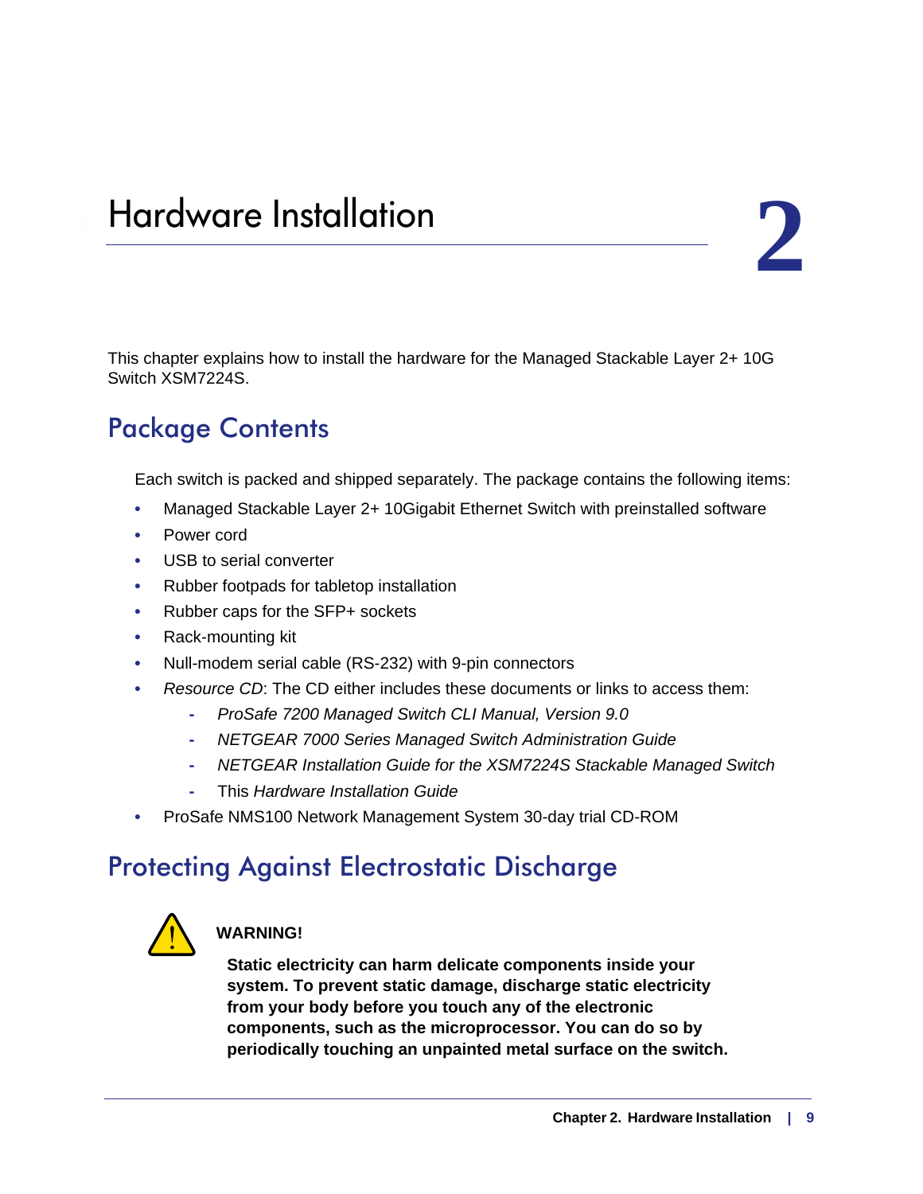# 2. Hardware Installation

This chapter explains how to install the hardware for the Managed Stackable Layer 2+ 10G Switch XSM7224S.

## Package Contents

Each switch is packed and shipped separately. The package contains the following items:

- Managed Stackable Layer 2+ 10Gigabit Ethernet Switch with preinstalled software
- Power cord
- USB to serial converter
- Rubber footpads for tabletop installation
- Rubber caps for the SFP+ sockets
- Rack-mounting kit
- Null-modem serial cable (RS-232) with 9-pin connectors
- *Resource CD*: The CD either includes these documents or links to access them:
  - *ProSafe 7200 Managed Switch CLI Manual, Version 9.0*
  - *NETGEAR 7000 Series Managed Switch Administration Guide*
  - *NETGEAR Installation Guide for the XSM7224S Stackable Managed Switch*
  - This *Hardware Installation Guide*
- ProSafe NMS100 Network Management System 30-day trial CD-ROM

## Protecting Against Electrostatic Discharge

**WARNING!**

**Static electricity can harm delicate components inside your system. To prevent static damage, discharge static electricity from your body before you touch any of the electronic components, such as the microprocessor. You can do so by periodically touching an unpainted metal surface on the switch.**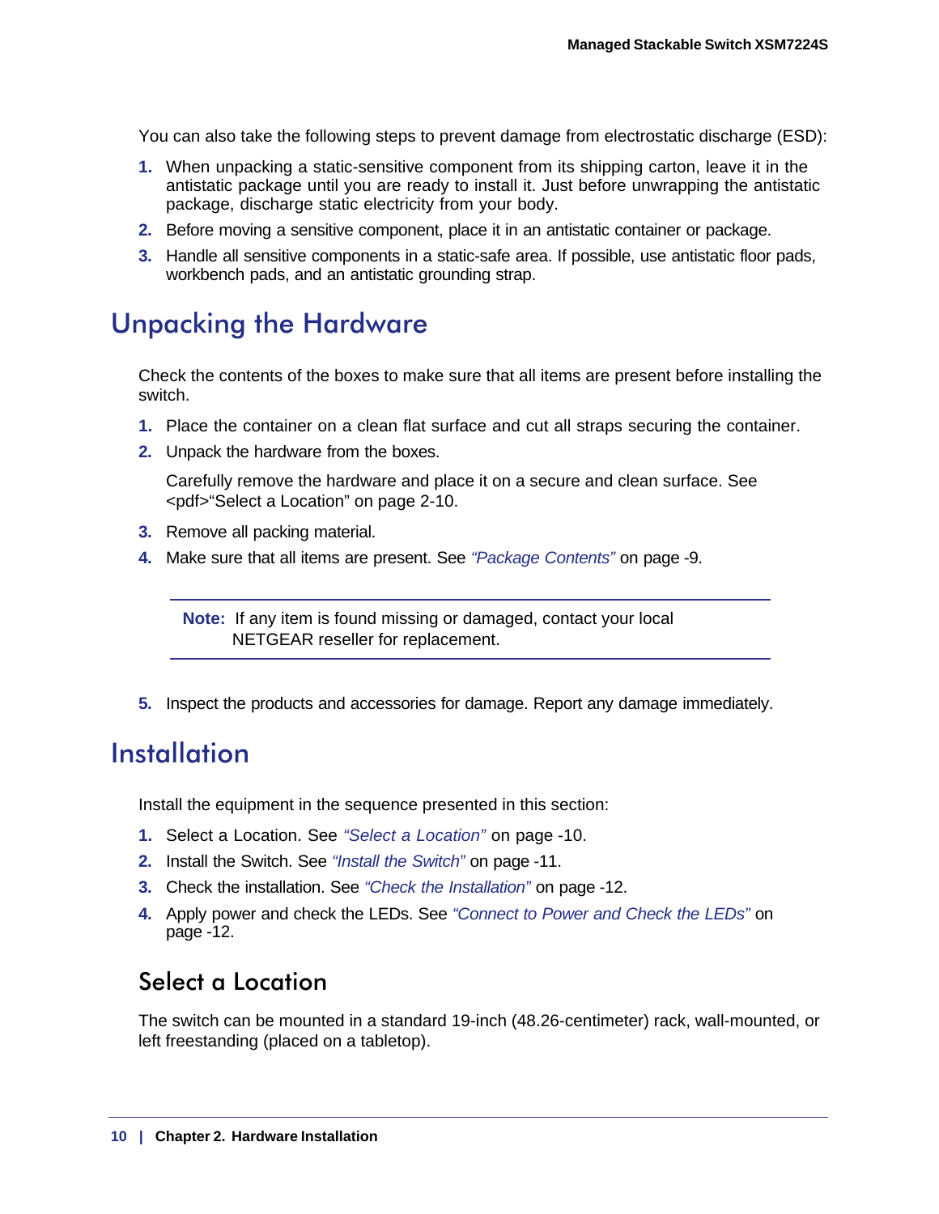You can also take the following steps to prevent damage from electrostatic discharge (ESD):

1. When unpacking a static-sensitive component from its shipping carton, leave it in the antistatic package until you are ready to install it. Just before unwrapping the antistatic package, discharge static electricity from your body.
2. Before moving a sensitive component, place it in an antistatic container or package.
3. Handle all sensitive components in a static-safe area. If possible, use antistatic floor pads, workbench pads, and an antistatic grounding strap.

## Unpacking the Hardware

Check the contents of the boxes to make sure that all items are present before installing the switch.

1. Place the container on a clean flat surface and cut all straps securing the container.
2. Unpack the hardware from the boxes.

   Carefully remove the hardware and place it on a secure and clean surface. See <pdf>“Select a Location” on page 2-10.
3. Remove all packing material.
4. Make sure that all items are present. See *“Package Contents”* on page -9.

> **Note:** If any item is found missing or damaged, contact your local NETGEAR reseller for replacement.

5. Inspect the products and accessories for damage. Report any damage immediately.

## Installation

Install the equipment in the sequence presented in this section:

1. Select a Location. See *“Select a Location”* on page -10.
2. Install the Switch. See *“Install the Switch”* on page -11.
3. Check the installation. See *“Check the Installation”* on page -12.
4. Apply power and check the LEDs. See *“Connect to Power and Check the LEDs”* on page -12.

### Select a Location

The switch can be mounted in a standard 19-inch (48.26-centimeter) rack, wall-mounted, or left freestanding (placed on a tabletop).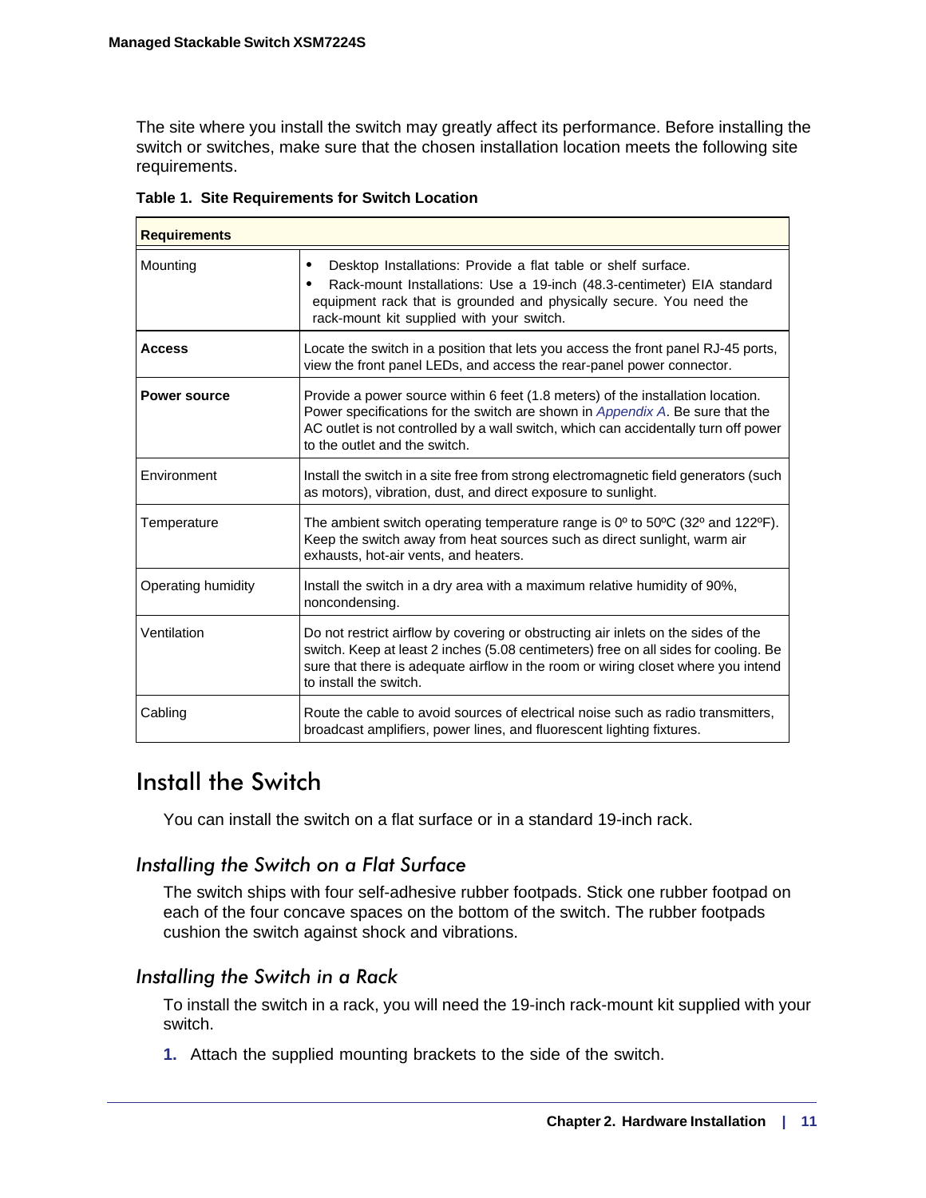The site where you install the switch may greatly affect its performance. Before installing the switch or switches, make sure that the chosen installation location meets the following site requirements.

**Table 1. Site Requirements for Switch Location**

| **Requirements** | |
|---|---|
| Mounting | • Desktop Installations: Provide a flat table or shelf surface.<br>• Rack-mount Installations: Use a 19-inch (48.3-centimeter) EIA standard equipment rack that is grounded and physically secure. You need the rack-mount kit supplied with your switch. |
| **Access** | Locate the switch in a position that lets you access the front panel RJ-45 ports, view the front panel LEDs, and access the rear-panel power connector. |
| **Power source** | Provide a power source within 6 feet (1.8 meters) of the installation location. Power specifications for the switch are shown in *Appendix A*. Be sure that the AC outlet is not controlled by a wall switch, which can accidentally turn off power to the outlet and the switch. |
| Environment | Install the switch in a site free from strong electromagnetic field generators (such as motors), vibration, dust, and direct exposure to sunlight. |
| Temperature | The ambient switch operating temperature range is 0º to 50ºC (32º and 122ºF). Keep the switch away from heat sources such as direct sunlight, warm air exhausts, hot-air vents, and heaters. |
| Operating humidity | Install the switch in a dry area with a maximum relative humidity of 90%, noncondensing. |
| Ventilation | Do not restrict airflow by covering or obstructing air inlets on the sides of the switch. Keep at least 2 inches (5.08 centimeters) free on all sides for cooling. Be sure that there is adequate airflow in the room or wiring closet where you intend to install the switch. |
| Cabling | Route the cable to avoid sources of electrical noise such as radio transmitters, broadcast amplifiers, power lines, and fluorescent lighting fixtures. |

# Install the Switch

You can install the switch on a flat surface or in a standard 19-inch rack.

## *Installing the Switch on a Flat Surface*

The switch ships with four self-adhesive rubber footpads. Stick one rubber footpad on each of the four concave spaces on the bottom of the switch. The rubber footpads cushion the switch against shock and vibrations.

## *Installing the Switch in a Rack*

To install the switch in a rack, you will need the 19-inch rack-mount kit supplied with your switch.

1. Attach the supplied mounting brackets to the side of the switch.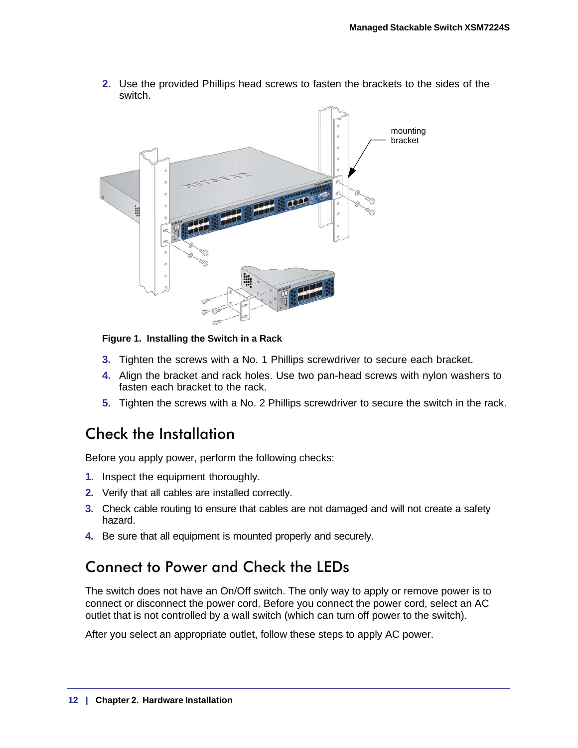2. Use the provided Phillips head screws to fasten the brackets to the sides of the switch.

mounting bracket

**Figure 1. Installing the Switch in a Rack**

3. Tighten the screws with a No. 1 Phillips screwdriver to secure each bracket.
4. Align the bracket and rack holes. Use two pan-head screws with nylon washers to fasten each bracket to the rack.
5. Tighten the screws with a No. 2 Phillips screwdriver to secure the switch in the rack.

## Check the Installation

Before you apply power, perform the following checks:

1. Inspect the equipment thoroughly.
2. Verify that all cables are installed correctly.
3. Check cable routing to ensure that cables are not damaged and will not create a safety hazard.
4. Be sure that all equipment is mounted properly and securely.

## Connect to Power and Check the LEDs

The switch does not have an On/Off switch. The only way to apply or remove power is to connect or disconnect the power cord. Before you connect the power cord, select an AC outlet that is not controlled by a wall switch (which can turn off power to the switch).

After you select an appropriate outlet, follow these steps to apply AC power.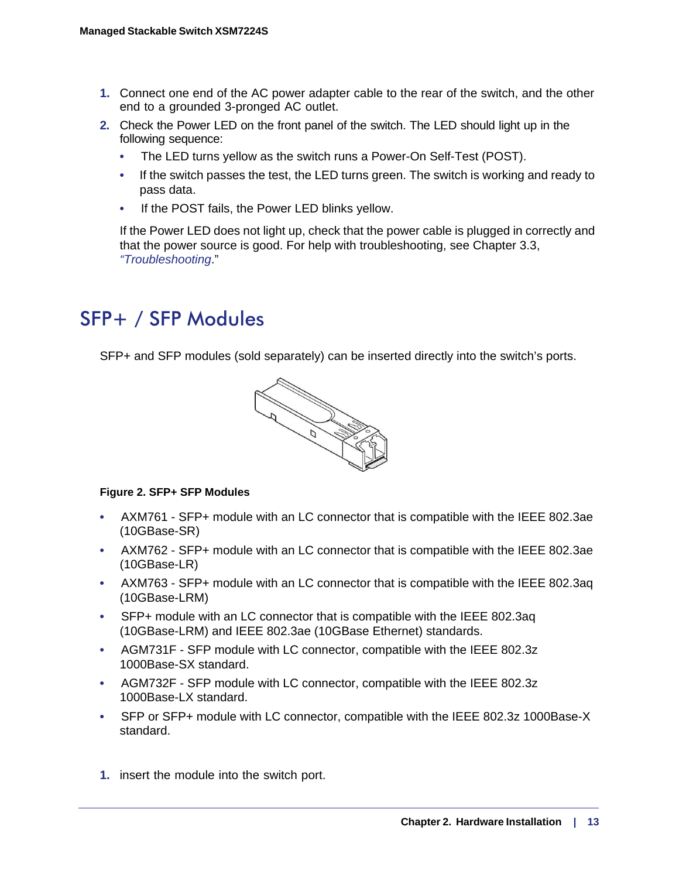1. Connect one end of the AC power adapter cable to the rear of the switch, and the other end to a grounded 3-pronged AC outlet.
2. Check the Power LED on the front panel of the switch. The LED should light up in the following sequence:
   - The LED turns yellow as the switch runs a Power-On Self-Test (POST).
   - If the switch passes the test, the LED turns green. The switch is working and ready to pass data.
   - If the POST fails, the Power LED blinks yellow.

   If the Power LED does not light up, check that the power cable is plugged in correctly and that the power source is good. For help with troubleshooting, see Chapter 3.3, *"Troubleshooting*."

## SFP+ / SFP Modules

SFP+ and SFP modules (sold separately) can be inserted directly into the switch's ports.

**Figure 2. SFP+ SFP Modules**

- AXM761 - SFP+ module with an LC connector that is compatible with the IEEE 802.3ae (10GBase-SR)
- AXM762 - SFP+ module with an LC connector that is compatible with the IEEE 802.3ae (10GBase-LR)
- AXM763 - SFP+ module with an LC connector that is compatible with the IEEE 802.3aq (10GBase-LRM)
- SFP+ module with an LC connector that is compatible with the IEEE 802.3aq (10GBase-LRM) and IEEE 802.3ae (10GBase Ethernet) standards.
- AGM731F - SFP module with LC connector, compatible with the IEEE 802.3z 1000Base-SX standard.
- AGM732F - SFP module with LC connector, compatible with the IEEE 802.3z 1000Base-LX standard.
- SFP or SFP+ module with LC connector, compatible with the IEEE 802.3z 1000Base-X standard.

1. insert the module into the switch port.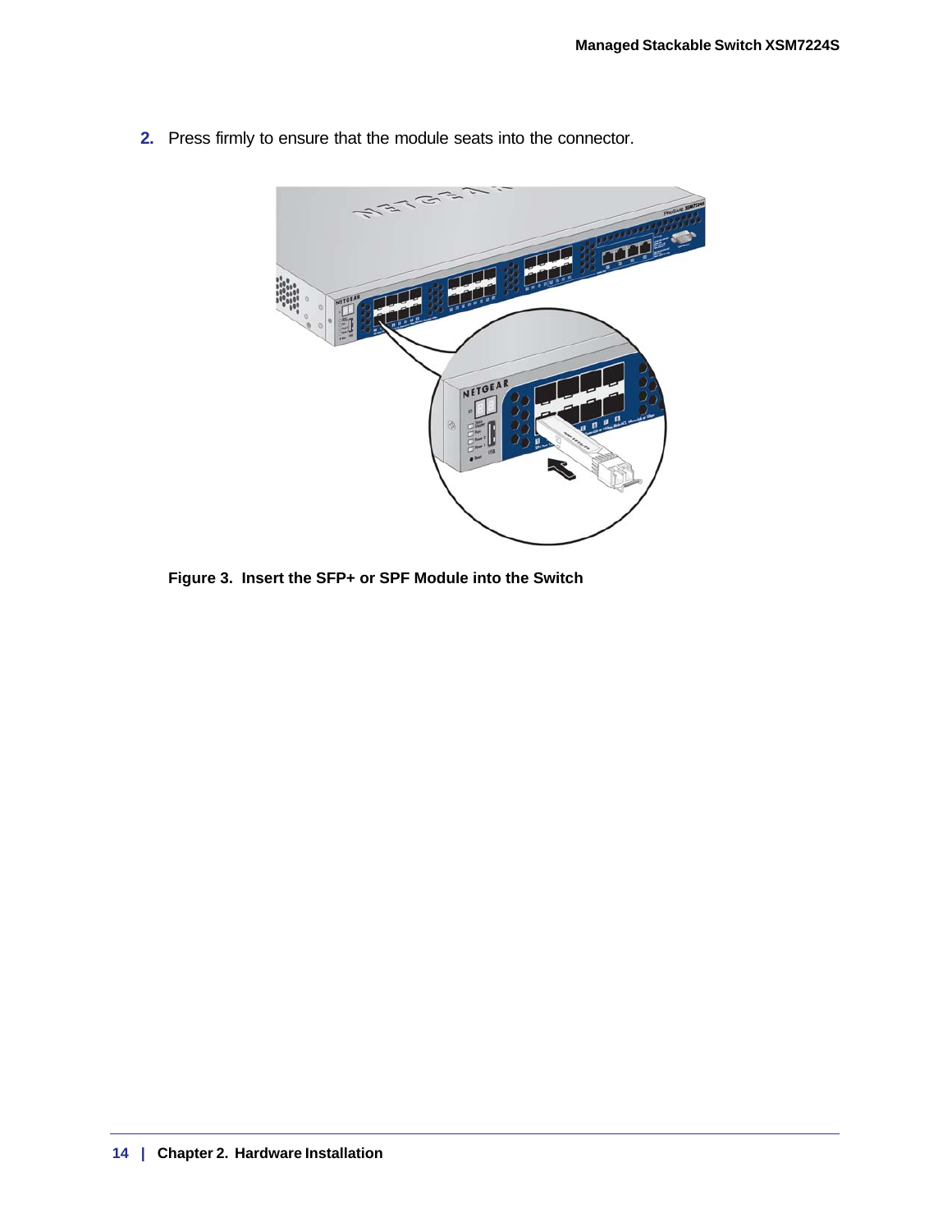2. Press firmly to ensure that the module seats into the connector.

Figure 3. Insert the SFP+ or SPF Module into the Switch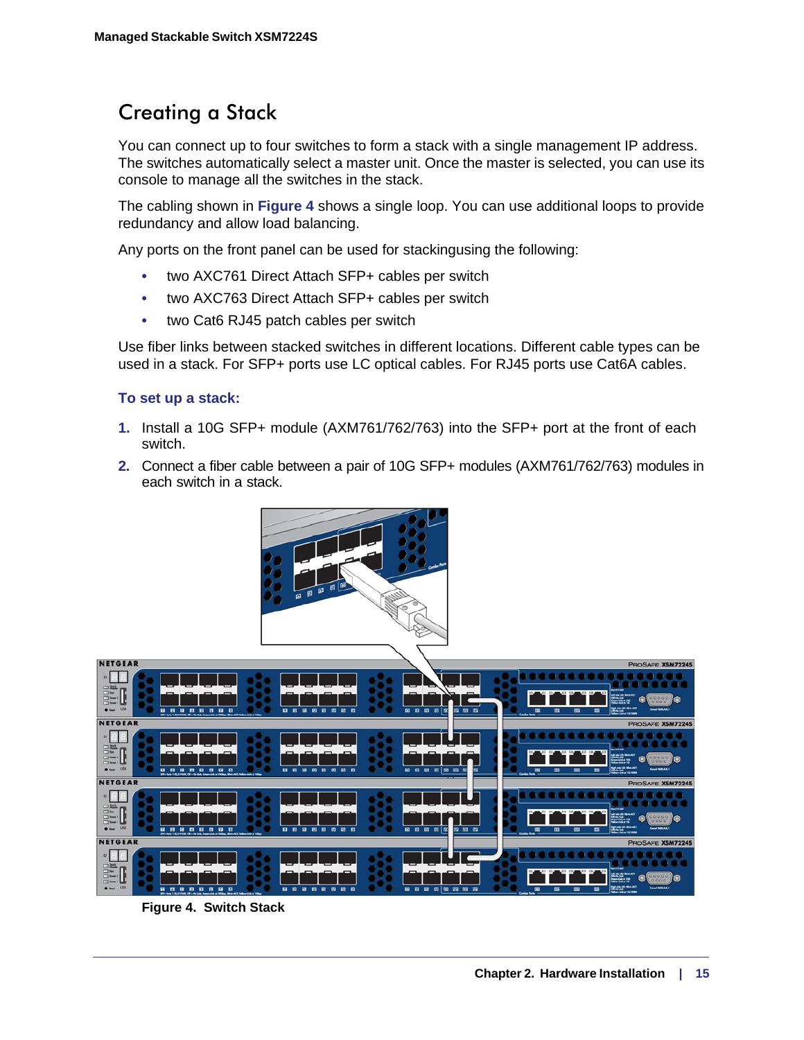## Creating a Stack

You can connect up to four switches to form a stack with a single management IP address. The switches automatically select a master unit. Once the master is selected, you can use its console to manage all the switches in the stack.

The cabling shown in **Figure 4** shows a single loop. You can use additional loops to provide redundancy and allow load balancing.

Any ports on the front panel can be used for stackingusing the following:

- two AXC761 Direct Attach SFP+ cables per switch
- two AXC763 Direct Attach SFP+ cables per switch
- two Cat6 RJ45 patch cables per switch

Use fiber links between stacked switches in different locations. Different cable types can be used in a stack. For SFP+ ports use LC optical cables. For RJ45 ports use Cat6A cables.

**To set up a stack:**

1. Install a 10G SFP+ module (AXM761/762/763) into the SFP+ port at the front of each switch.
2. Connect a fiber cable between a pair of 10G SFP+ modules (AXM761/762/763) modules in each switch in a stack.

**Figure 4. Switch Stack**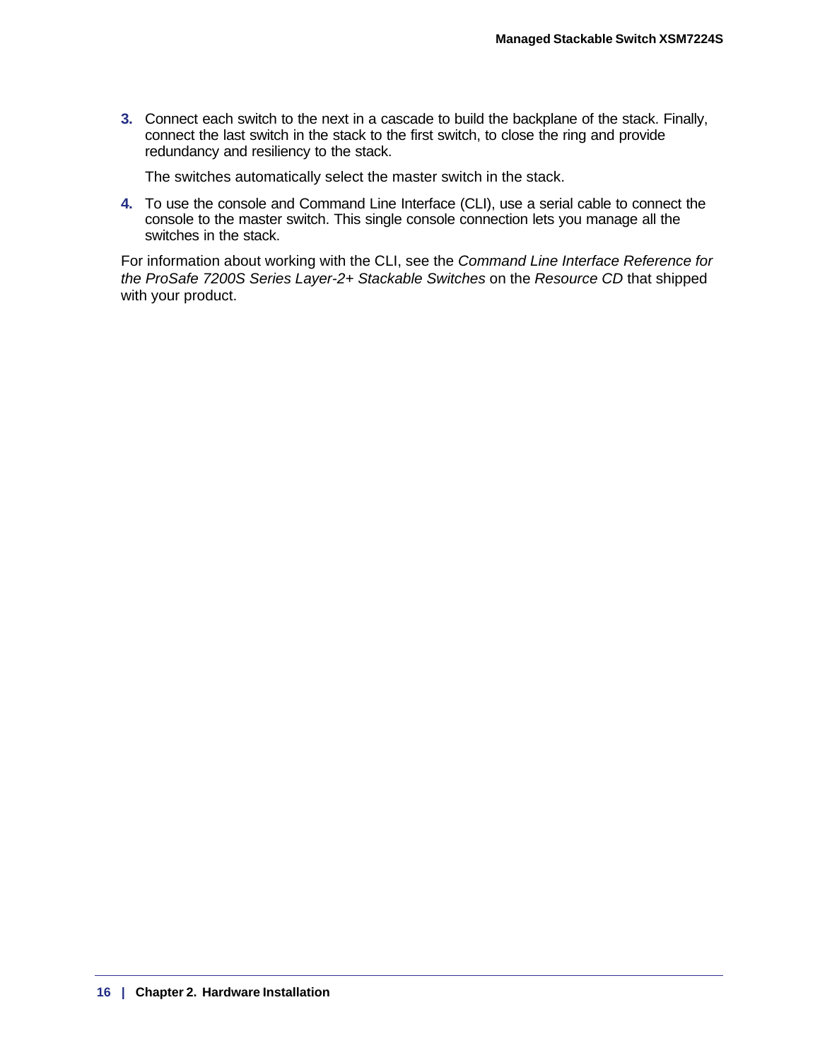3. Connect each switch to the next in a cascade to build the backplane of the stack. Finally, connect the last switch in the stack to the first switch, to close the ring and provide redundancy and resiliency to the stack.

   The switches automatically select the master switch in the stack.

4. To use the console and Command Line Interface (CLI), use a serial cable to connect the console to the master switch. This single console connection lets you manage all the switches in the stack.

For information about working with the CLI, see the *Command Line Interface Reference for the ProSafe 7200S Series Layer-2+ Stackable Switches* on the *Resource CD* that shipped with your product.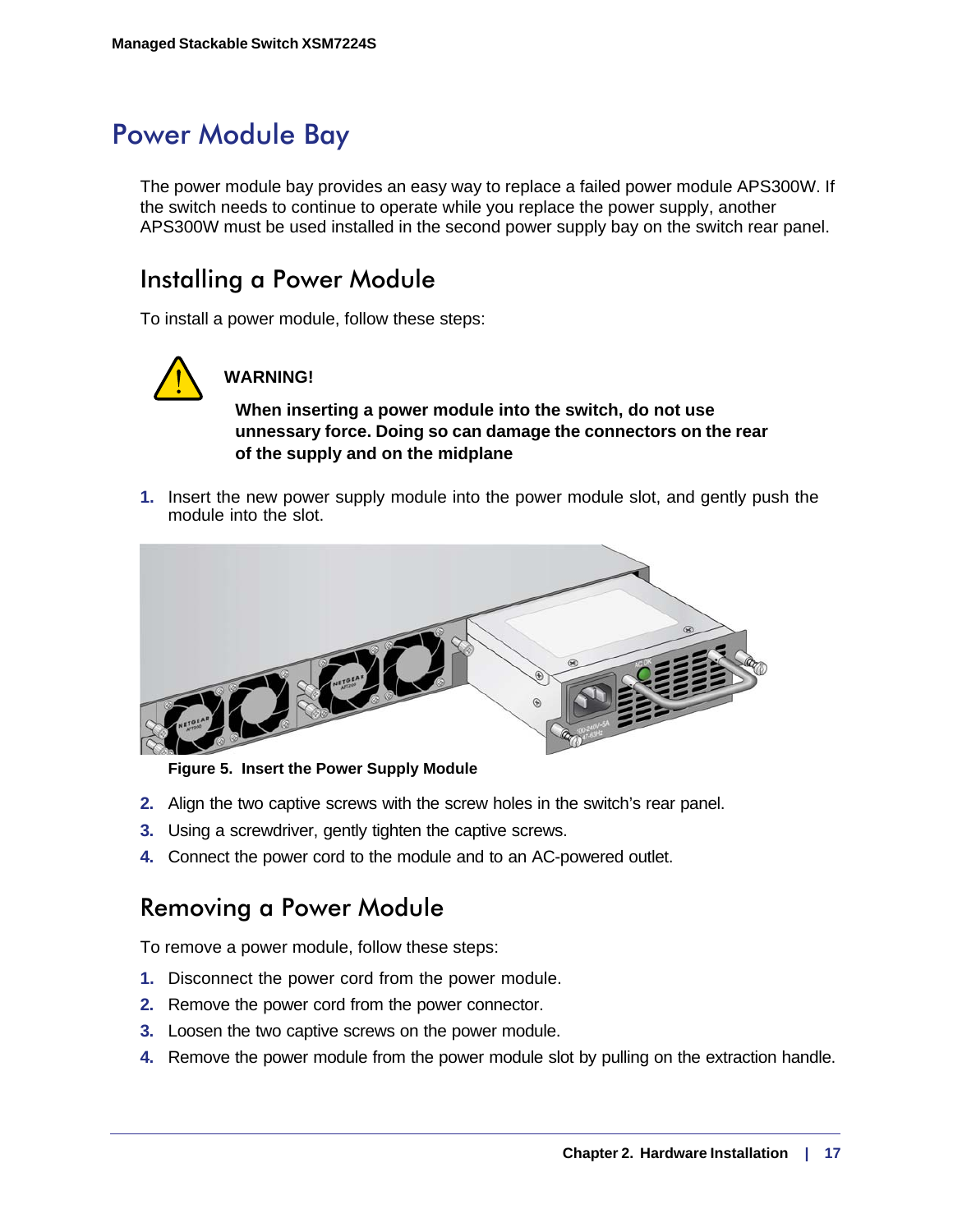# Power Module Bay

The power module bay provides an easy way to replace a failed power module APS300W. If the switch needs to continue to operate while you replace the power supply, another APS300W must be used installed in the second power supply bay on the switch rear panel.

## Installing a Power Module

To install a power module, follow these steps:

**WARNING!**

**When inserting a power module into the switch, do not use unnessary force. Doing so can damage the connectors on the rear of the supply and on the midplane**

1. Insert the new power supply module into the power module slot, and gently push the module into the slot.

**Figure 5. Insert the Power Supply Module**

2. Align the two captive screws with the screw holes in the switch's rear panel.
3. Using a screwdriver, gently tighten the captive screws.
4. Connect the power cord to the module and to an AC-powered outlet.

## Removing a Power Module

To remove a power module, follow these steps:

1. Disconnect the power cord from the power module.
2. Remove the power cord from the power connector.
3. Loosen the two captive screws on the power module.
4. Remove the power module from the power module slot by pulling on the extraction handle.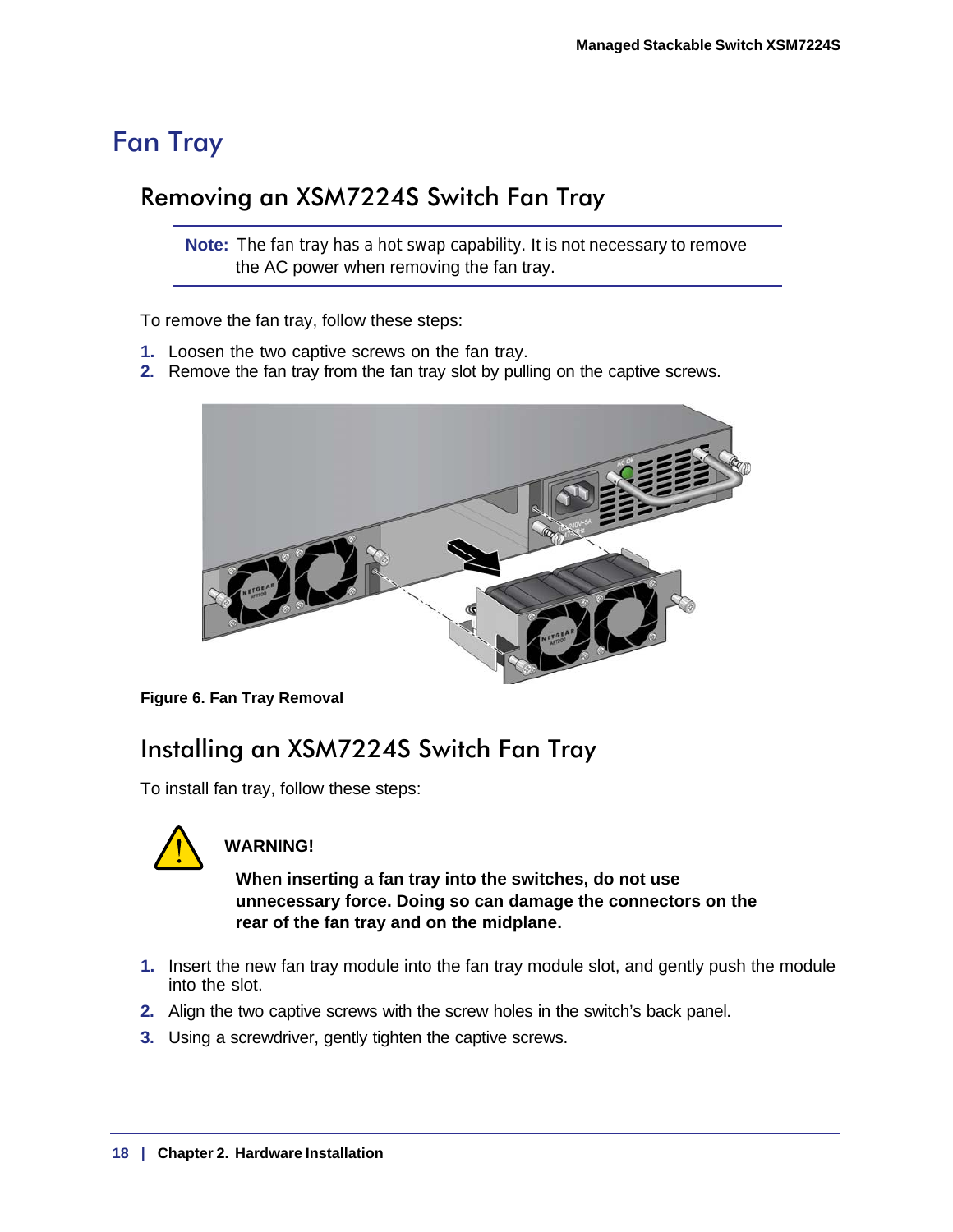# Fan Tray

## Removing an XSM7224S Switch Fan Tray

**Note:** The fan tray has a hot swap capability. It is not necessary to remove the AC power when removing the fan tray.

To remove the fan tray, follow these steps:

1. Loosen the two captive screws on the fan tray.
2. Remove the fan tray from the fan tray slot by pulling on the captive screws.

**Figure 6. Fan Tray Removal**

## Installing an XSM7224S Switch Fan Tray

To install fan tray, follow these steps:

**WARNING!**

**When inserting a fan tray into the switches, do not use unnecessary force. Doing so can damage the connectors on the rear of the fan tray and on the midplane.**

1. Insert the new fan tray module into the fan tray module slot, and gently push the module into the slot.
2. Align the two captive screws with the screw holes in the switch's back panel.
3. Using a screwdriver, gently tighten the captive screws.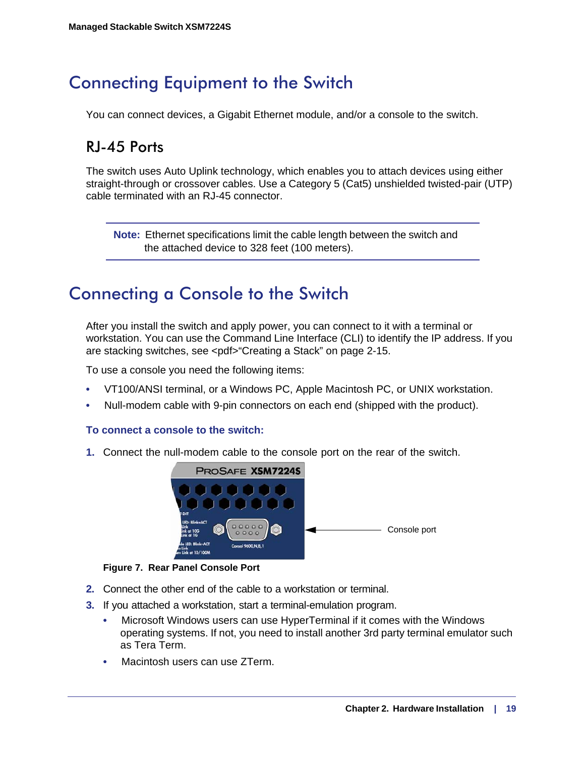# Connecting Equipment to the Switch

You can connect devices, a Gigabit Ethernet module, and/or a console to the switch.

## RJ-45 Ports

The switch uses Auto Uplink technology, which enables you to attach devices using either straight-through or crossover cables. Use a Category 5 (Cat5) unshielded twisted-pair (UTP) cable terminated with an RJ-45 connector.

> **Note:** Ethernet specifications limit the cable length between the switch and the attached device to 328 feet (100 meters).

# Connecting a Console to the Switch

After you install the switch and apply power, you can connect to it with a terminal or workstation. You can use the Command Line Interface (CLI) to identify the IP address. If you are stacking switches, see <pdf>"Creating a Stack" on page 2-15.

To use a console you need the following items:

- VT100/ANSI terminal, or a Windows PC, Apple Macintosh PC, or UNIX workstation.
- Null-modem cable with 9-pin connectors on each end (shipped with the product).

**To connect a console to the switch:**

1. Connect the null-modem cable to the console port on the rear of the switch.

Console port

**Figure 7. Rear Panel Console Port**

2. Connect the other end of the cable to a workstation or terminal.
3. If you attached a workstation, start a terminal-emulation program.
   - Microsoft Windows users can use HyperTerminal if it comes with the Windows operating systems. If not, you need to install another 3rd party terminal emulator such as Tera Term.
   - Macintosh users can use ZTerm.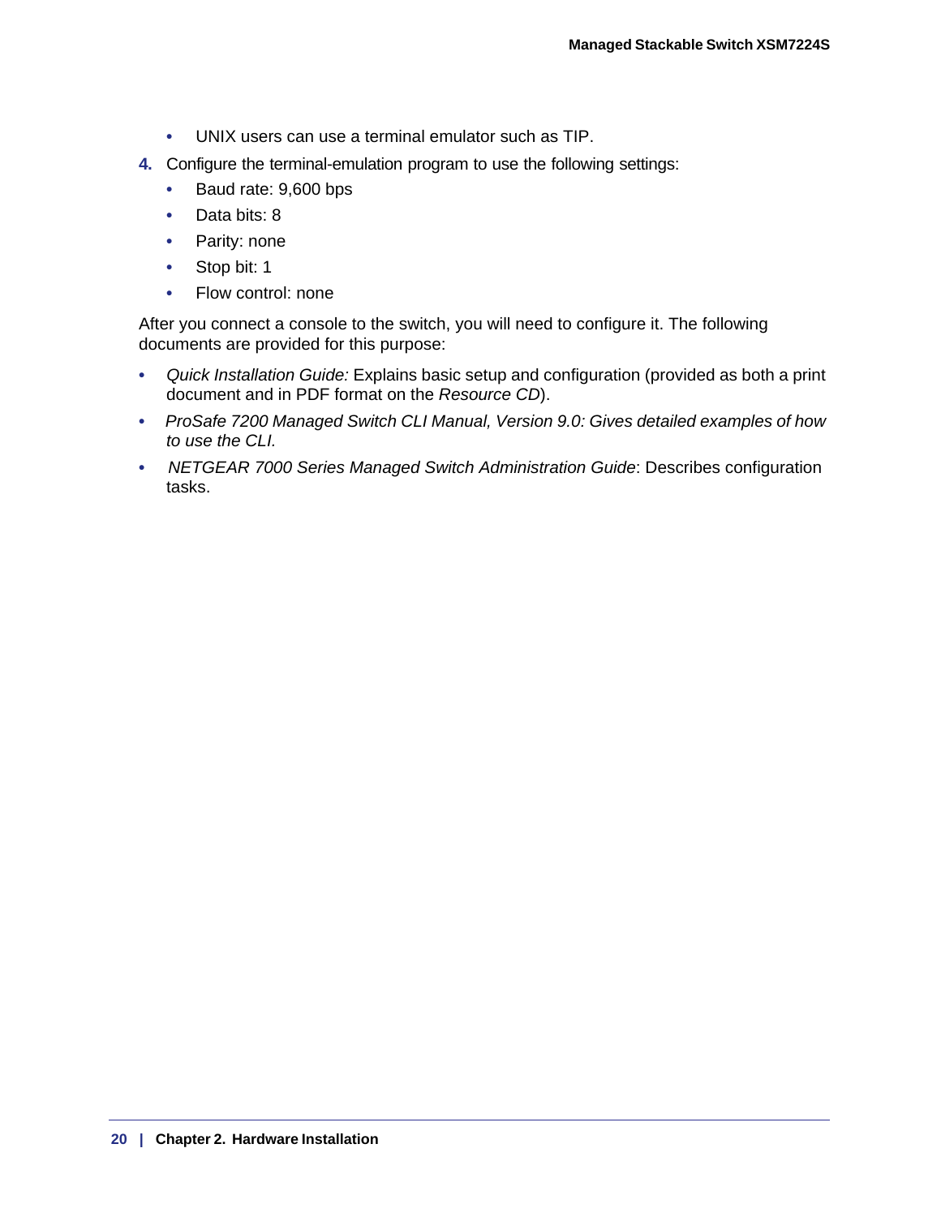- UNIX users can use a terminal emulator such as TIP.

4. Configure the terminal-emulation program to use the following settings:
   - Baud rate: 9,600 bps
   - Data bits: 8
   - Parity: none
   - Stop bit: 1
   - Flow control: none

After you connect a console to the switch, you will need to configure it. The following documents are provided for this purpose:

- *Quick Installation Guide:* Explains basic setup and configuration (provided as both a print document and in PDF format on the *Resource CD*).
- *ProSafe 7200 Managed Switch CLI Manual, Version 9.0: Gives detailed examples of how to use the CLI.*
- *NETGEAR 7000 Series Managed Switch Administration Guide*: Describes configuration tasks.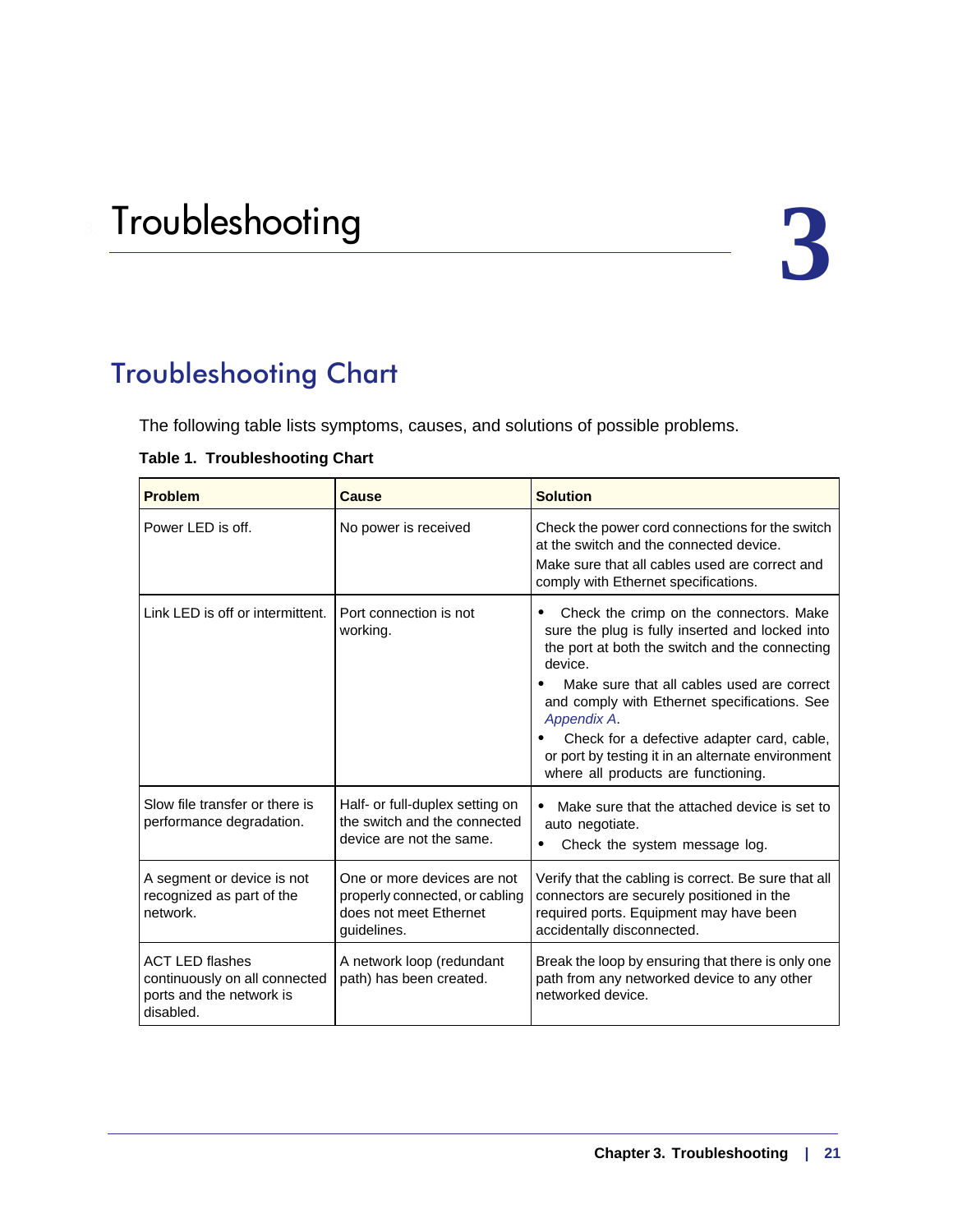# 3 Troubleshooting

## Troubleshooting Chart

The following table lists symptoms, causes, and solutions of possible problems.

**Table 1. Troubleshooting Chart**

| Problem | Cause | Solution |
|---|---|---|
| Power LED is off. | No power is received | Check the power cord connections for the switch at the switch and the connected device.<br>Make sure that all cables used are correct and comply with Ethernet specifications. |
| Link LED is off or intermittent. | Port connection is not working. | • Check the crimp on the connectors. Make sure the plug is fully inserted and locked into the port at both the switch and the connecting device.<br>• Make sure that all cables used are correct and comply with Ethernet specifications. See *Appendix A*.<br>• Check for a defective adapter card, cable, or port by testing it in an alternate environment where all products are functioning. |
| Slow file transfer or there is performance degradation. | Half- or full-duplex setting on the switch and the connected device are not the same. | • Make sure that the attached device is set to auto negotiate.<br>• Check the system message log. |
| A segment or device is not recognized as part of the network. | One or more devices are not properly connected, or cabling does not meet Ethernet guidelines. | Verify that the cabling is correct. Be sure that all connectors are securely positioned in the required ports. Equipment may have been accidentally disconnected. |
| ACT LED flashes continuously on all connected ports and the network is disabled. | A network loop (redundant path) has been created. | Break the loop by ensuring that there is only one path from any networked device to any other networked device. |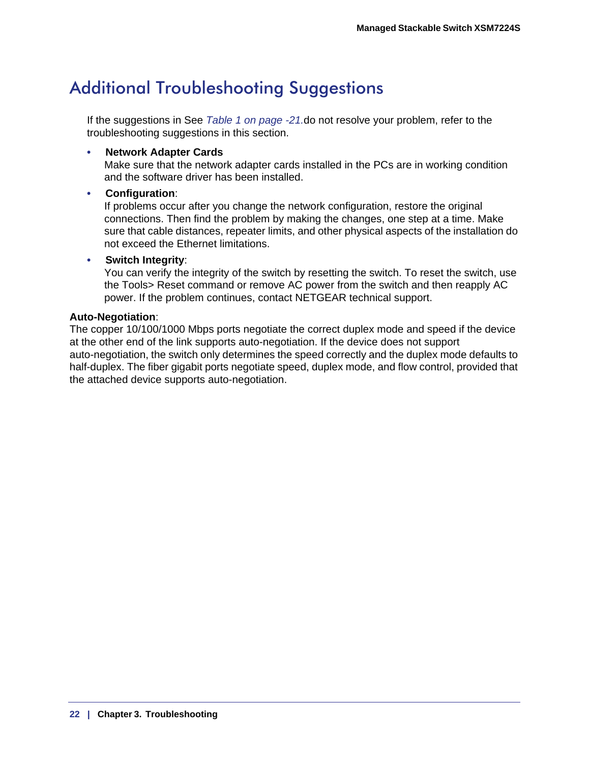# Additional Troubleshooting Suggestions

If the suggestions in See *Table 1 on page -21.*do not resolve your problem, refer to the troubleshooting suggestions in this section.

- **Network Adapter Cards**
  Make sure that the network adapter cards installed in the PCs are in working condition and the software driver has been installed.
- **Configuration**:
  If problems occur after you change the network configuration, restore the original connections. Then find the problem by making the changes, one step at a time. Make sure that cable distances, repeater limits, and other physical aspects of the installation do not exceed the Ethernet limitations.
- **Switch Integrity**:
  You can verify the integrity of the switch by resetting the switch. To reset the switch, use the Tools> Reset command or remove AC power from the switch and then reapply AC power. If the problem continues, contact NETGEAR technical support.

**Auto-Negotiation**:
The copper 10/100/1000 Mbps ports negotiate the correct duplex mode and speed if the device at the other end of the link supports auto-negotiation. If the device does not support auto-negotiation, the switch only determines the speed correctly and the duplex mode defaults to half-duplex. The fiber gigabit ports negotiate speed, duplex mode, and flow control, provided that the attached device supports auto-negotiation.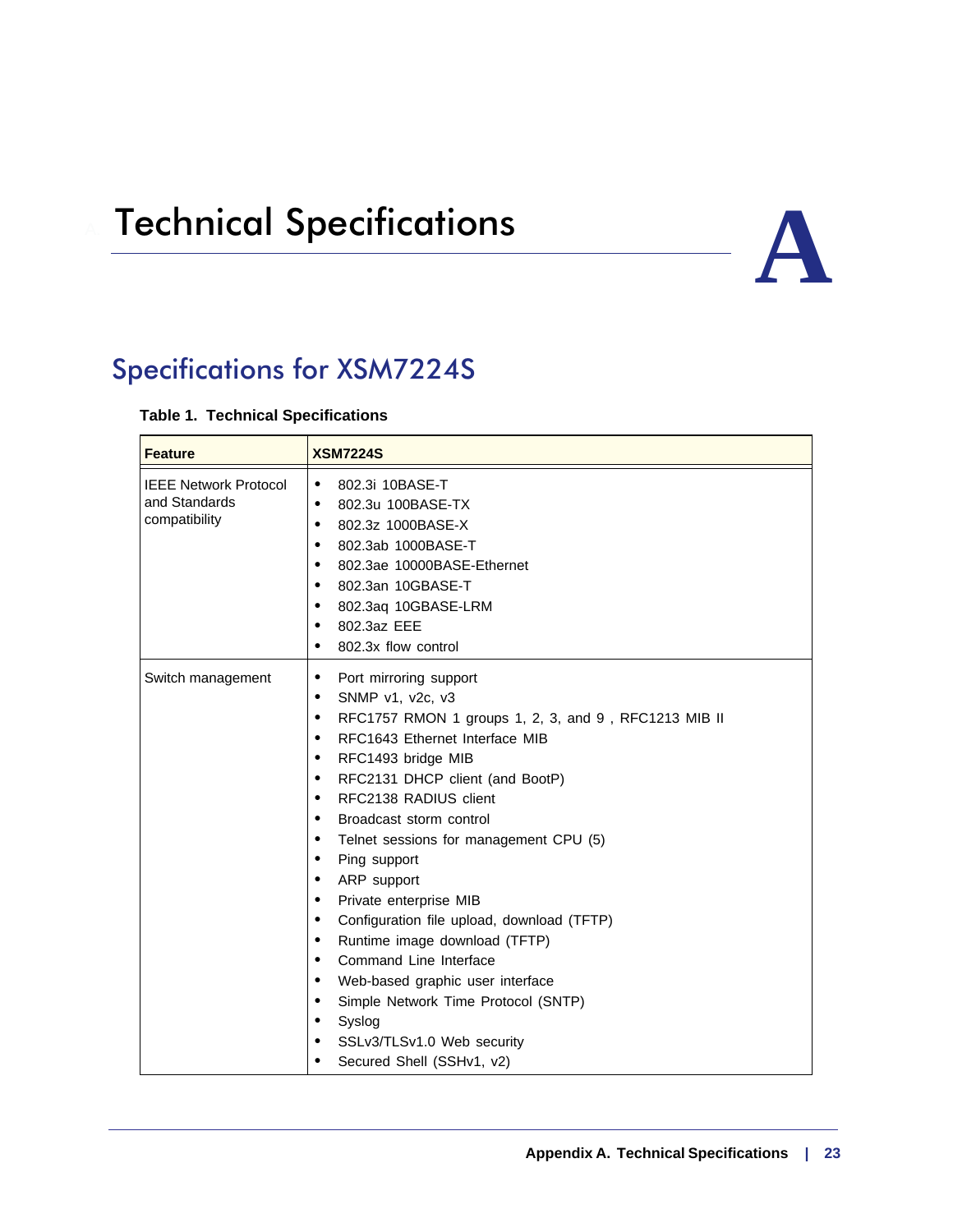# Technical Specifications

A

## Specifications for XSM7224S

**Table 1. Technical Specifications**

| Feature | XSM7224S |
|---|---|
| IEEE Network Protocol and Standards compatibility | • 802.3i 10BASE-T<br>• 802.3u 100BASE-TX<br>• 802.3z 1000BASE-X<br>• 802.3ab 1000BASE-T<br>• 802.3ae 10000BASE-Ethernet<br>• 802.3an 10GBASE-T<br>• 802.3aq 10GBASE-LRM<br>• 802.3az EEE<br>• 802.3x flow control |
| Switch management | • Port mirroring support<br>• SNMP v1, v2c, v3<br>• RFC1757 RMON 1 groups 1, 2, 3, and 9 , RFC1213 MIB II<br>• RFC1643 Ethernet Interface MIB<br>• RFC1493 bridge MIB<br>• RFC2131 DHCP client (and BootP)<br>• RFC2138 RADIUS client<br>• Broadcast storm control<br>• Telnet sessions for management CPU (5)<br>• Ping support<br>• ARP support<br>• Private enterprise MIB<br>• Configuration file upload, download (TFTP)<br>• Runtime image download (TFTP)<br>• Command Line Interface<br>• Web-based graphic user interface<br>• Simple Network Time Protocol (SNTP)<br>• Syslog<br>• SSLv3/TLSv1.0 Web security<br>• Secured Shell (SSHv1, v2) |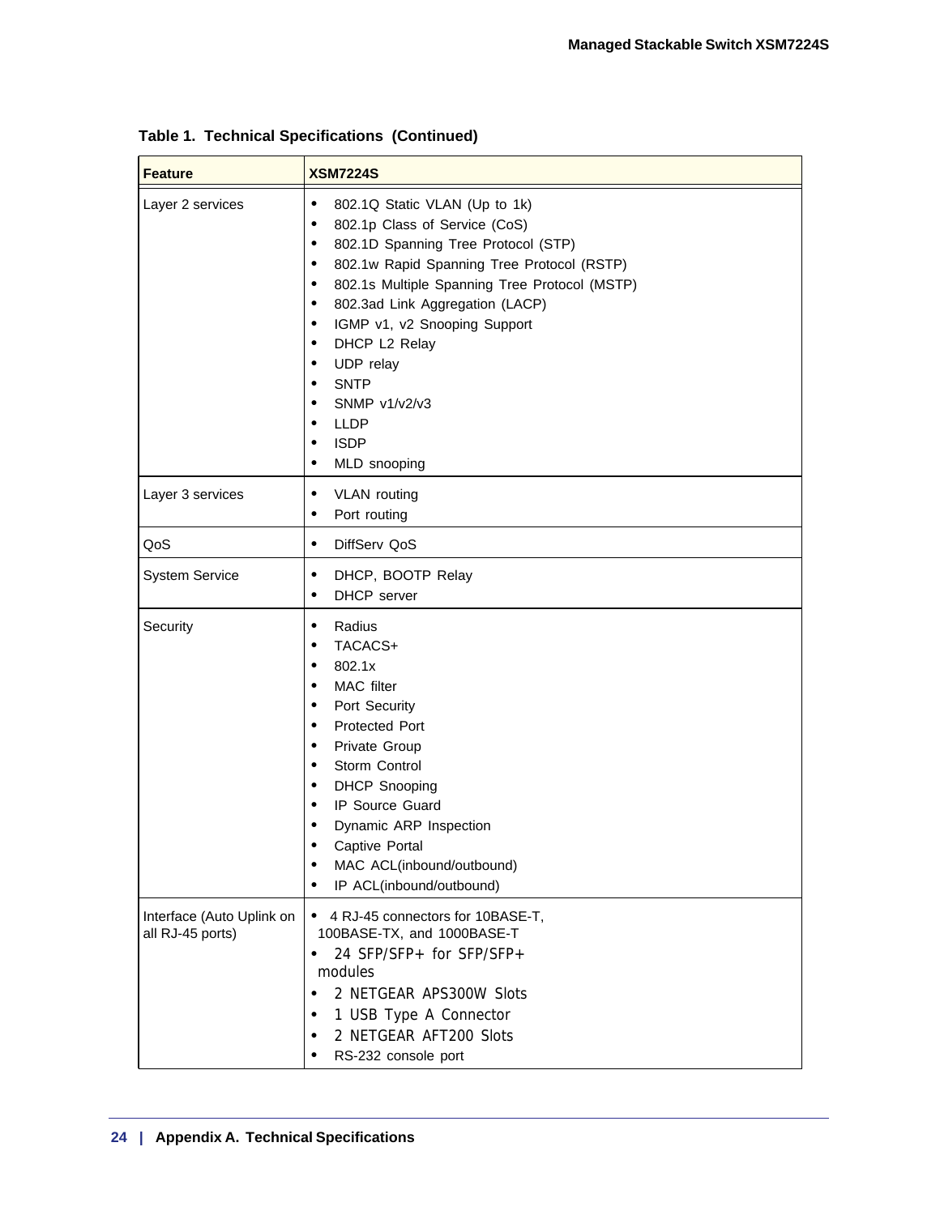**Table 1. Technical Specifications (Continued)**

| Feature | XSM7224S |
|---|---|
| Layer 2 services | • 802.1Q Static VLAN (Up to 1k)<br>• 802.1p Class of Service (CoS)<br>• 802.1D Spanning Tree Protocol (STP)<br>• 802.1w Rapid Spanning Tree Protocol (RSTP)<br>• 802.1s Multiple Spanning Tree Protocol (MSTP)<br>• 802.3ad Link Aggregation (LACP)<br>• IGMP v1, v2 Snooping Support<br>• DHCP L2 Relay<br>• UDP relay<br>• SNTP<br>• SNMP v1/v2/v3<br>• LLDP<br>• ISDP<br>• MLD snooping |
| Layer 3 services | • VLAN routing<br>• Port routing |
| QoS | • DiffServ QoS |
| System Service | • DHCP, BOOTP Relay<br>• DHCP server |
| Security | • Radius<br>• TACACS+<br>• 802.1x<br>• MAC filter<br>• Port Security<br>• Protected Port<br>• Private Group<br>• Storm Control<br>• DHCP Snooping<br>• IP Source Guard<br>• Dynamic ARP Inspection<br>• Captive Portal<br>• MAC ACL(inbound/outbound)<br>• IP ACL(inbound/outbound) |
| Interface (Auto Uplink on all RJ-45 ports) | • 4 RJ-45 connectors for 10BASE-T, 100BASE-TX, and 1000BASE-T<br>• 24 SFP/SFP+ for SFP/SFP+ modules<br>• 2 NETGEAR APS300W Slots<br>• 1 USB Type A Connector<br>• 2 NETGEAR AFT200 Slots<br>• RS-232 console port |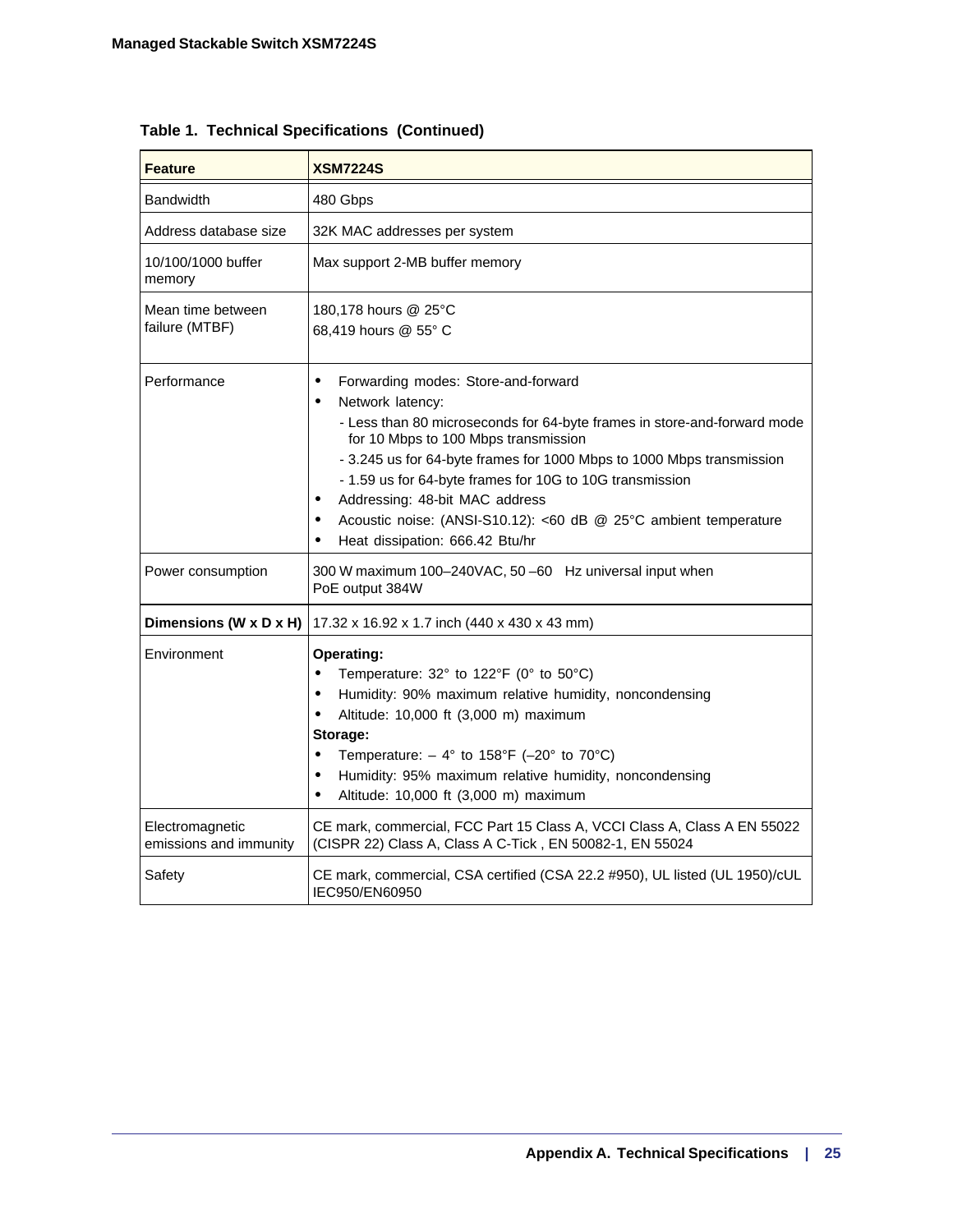**Table 1. Technical Specifications (Continued)**

| Feature | XSM7224S |
|---|---|
| Bandwidth | 480 Gbps |
| Address database size | 32K MAC addresses per system |
| 10/100/1000 buffer memory | Max support 2-MB buffer memory |
| Mean time between failure (MTBF) | 180,178 hours @ 25°C<br>68,419 hours @ 55° C |
| Performance | • Forwarding modes: Store-and-forward<br>• Network latency:<br>- Less than 80 microseconds for 64-byte frames in store-and-forward mode for 10 Mbps to 100 Mbps transmission<br>- 3.245 us for 64-byte frames for 1000 Mbps to 1000 Mbps transmission<br>- 1.59 us for 64-byte frames for 10G to 10G transmission<br>• Addressing: 48-bit MAC address<br>• Acoustic noise: (ANSI-S10.12): <60 dB @ 25°C ambient temperature<br>• Heat dissipation: 666.42 Btu/hr |
| Power consumption | 300 W maximum 100–240VAC, 50 –60 Hz universal input when PoE output 384W |
| **Dimensions (W x D x H)** | 17.32 x 16.92 x 1.7 inch (440 x 430 x 43 mm) |
| Environment | **Operating:**<br>• Temperature: 32° to 122°F (0° to 50°C)<br>• Humidity: 90% maximum relative humidity, noncondensing<br>• Altitude: 10,000 ft (3,000 m) maximum<br>**Storage:**<br>• Temperature: – 4° to 158°F (–20° to 70°C)<br>• Humidity: 95% maximum relative humidity, noncondensing<br>• Altitude: 10,000 ft (3,000 m) maximum |
| Electromagnetic emissions and immunity | CE mark, commercial, FCC Part 15 Class A, VCCI Class A, Class A EN 55022 (CISPR 22) Class A, Class A C-Tick , EN 50082-1, EN 55024 |
| Safety | CE mark, commercial, CSA certified (CSA 22.2 #950), UL listed (UL 1950)/cUL IEC950/EN60950 |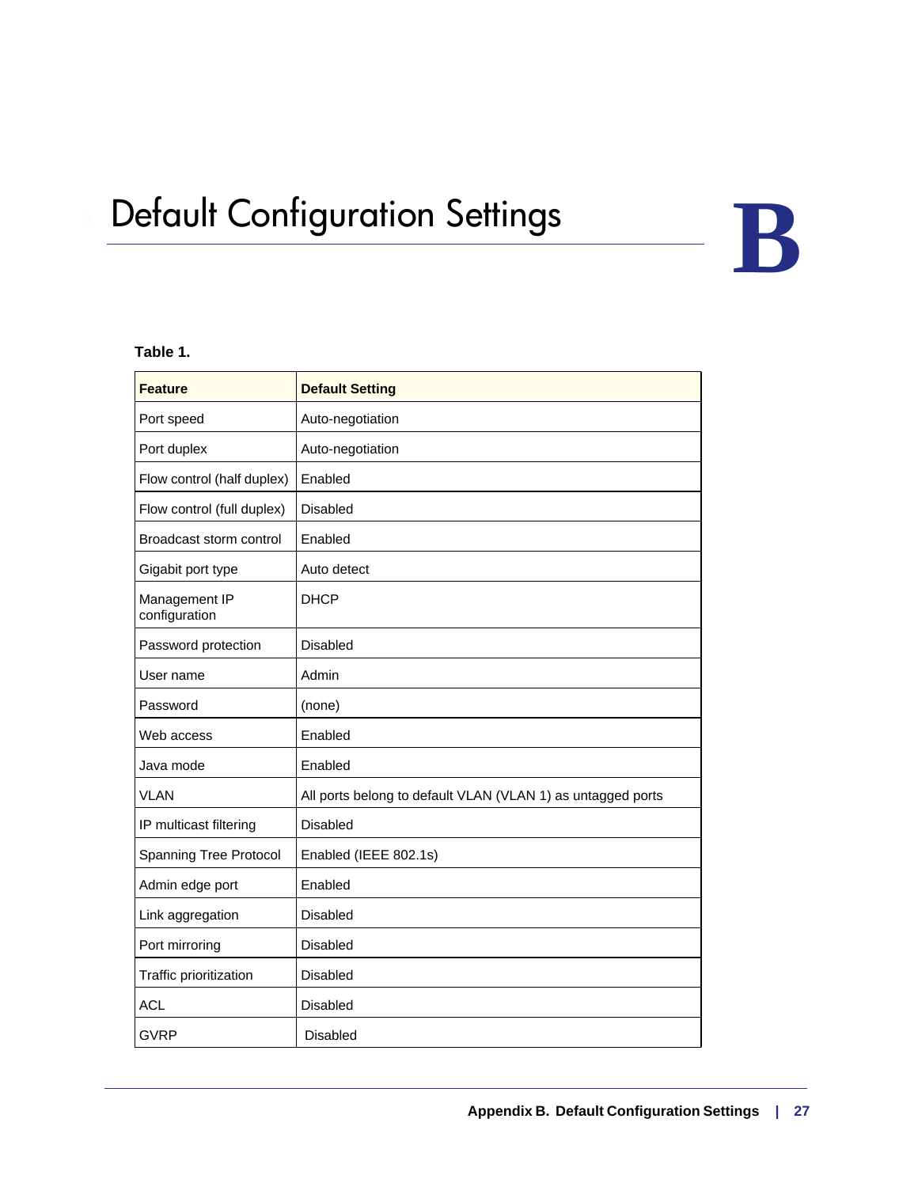# Default Configuration Settings

**B**

**Table 1.**

| Feature | Default Setting |
|---|---|
| Port speed | Auto-negotiation |
| Port duplex | Auto-negotiation |
| Flow control (half duplex) | Enabled |
| Flow control (full duplex) | Disabled |
| Broadcast storm control | Enabled |
| Gigabit port type | Auto detect |
| Management IP configuration | DHCP |
| Password protection | Disabled |
| User name | Admin |
| Password | (none) |
| Web access | Enabled |
| Java mode | Enabled |
| VLAN | All ports belong to default VLAN (VLAN 1) as untagged ports |
| IP multicast filtering | Disabled |
| Spanning Tree Protocol | Enabled (IEEE 802.1s) |
| Admin edge port | Enabled |
| Link aggregation | Disabled |
| Port mirroring | Disabled |
| Traffic prioritization | Disabled |
| ACL | Disabled |
| GVRP | Disabled |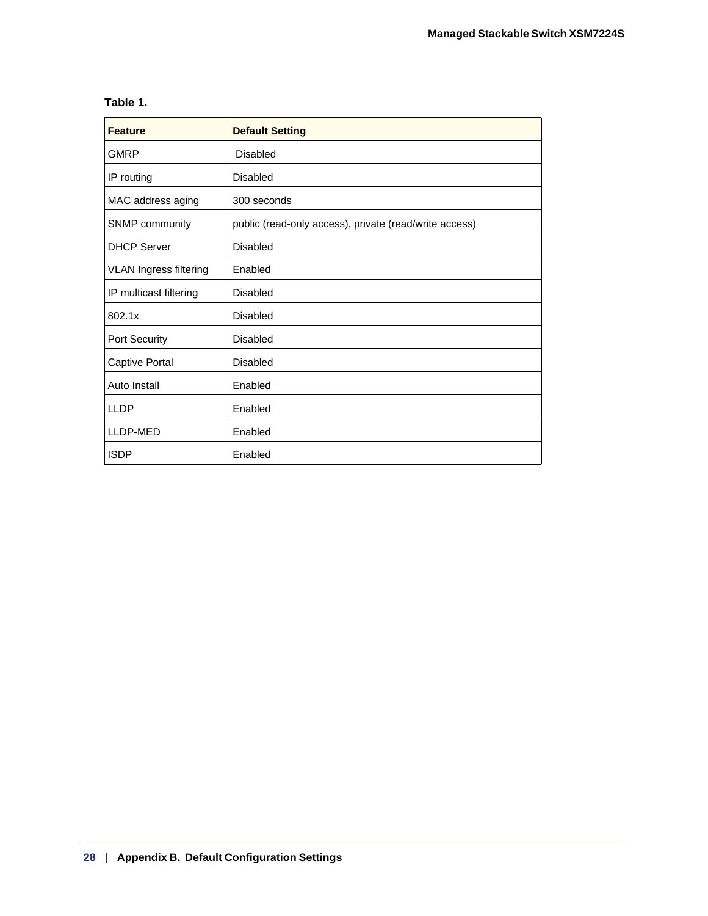**Table 1.**

| Feature | Default Setting |
| --- | --- |
| GMRP | Disabled |
| IP routing | Disabled |
| MAC address aging | 300 seconds |
| SNMP community | public (read-only access), private (read/write access) |
| DHCP Server | Disabled |
| VLAN Ingress filtering | Enabled |
| IP multicast filtering | Disabled |
| 802.1x | Disabled |
| Port Security | Disabled |
| Captive Portal | Disabled |
| Auto Install | Enabled |
| LLDP | Enabled |
| LLDP-MED | Enabled |
| ISDP | Enabled |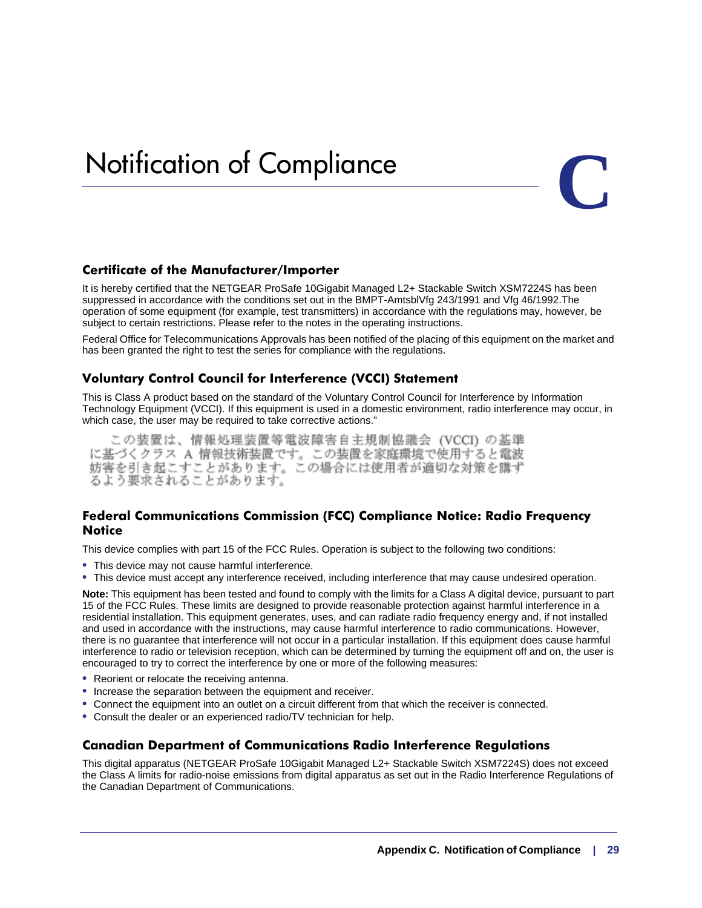# Notification of Compliance

C

## Certificate of the Manufacturer/Importer

It is hereby certified that the NETGEAR ProSafe 10Gigabit Managed L2+ Stackable Switch XSM7224S has been suppressed in accordance with the conditions set out in the BMPT-AmtsblVfg 243/1991 and Vfg 46/1992.The operation of some equipment (for example, test transmitters) in accordance with the regulations may, however, be subject to certain restrictions. Please refer to the notes in the operating instructions.

Federal Office for Telecommunications Approvals has been notified of the placing of this equipment on the market and has been granted the right to test the series for compliance with the regulations.

## Voluntary Control Council for Interference (VCCI) Statement

This is Class A product based on the standard of the Voluntary Control Council for Interference by Information Technology Equipment (VCCI). If this equipment is used in a domestic environment, radio interference may occur, in which case, the user may be required to take corrective actions."

この装置は、情報処理装置等電波障害自主規制協議会（VCCI）の基準に基づくクラス A 情報技術装置です。この装置を家庭環境で使用すると電波妨害を引き起こすことがあります。この場合には使用者が適切な対策を講ずるよう要求されることがあります。

## Federal Communications Commission (FCC) Compliance Notice: Radio Frequency Notice

This device complies with part 15 of the FCC Rules. Operation is subject to the following two conditions:

- This device may not cause harmful interference.
- This device must accept any interference received, including interference that may cause undesired operation.

**Note:** This equipment has been tested and found to comply with the limits for a Class A digital device, pursuant to part 15 of the FCC Rules. These limits are designed to provide reasonable protection against harmful interference in a residential installation. This equipment generates, uses, and can radiate radio frequency energy and, if not installed and used in accordance with the instructions, may cause harmful interference to radio communications. However, there is no guarantee that interference will not occur in a particular installation. If this equipment does cause harmful interference to radio or television reception, which can be determined by turning the equipment off and on, the user is encouraged to try to correct the interference by one or more of the following measures:

- Reorient or relocate the receiving antenna.
- Increase the separation between the equipment and receiver.
- Connect the equipment into an outlet on a circuit different from that which the receiver is connected.
- Consult the dealer or an experienced radio/TV technician for help.

## Canadian Department of Communications Radio Interference Regulations

This digital apparatus (NETGEAR ProSafe 10Gigabit Managed L2+ Stackable Switch XSM7224S) does not exceed the Class A limits for radio-noise emissions from digital apparatus as set out in the Radio Interference Regulations of the Canadian Department of Communications.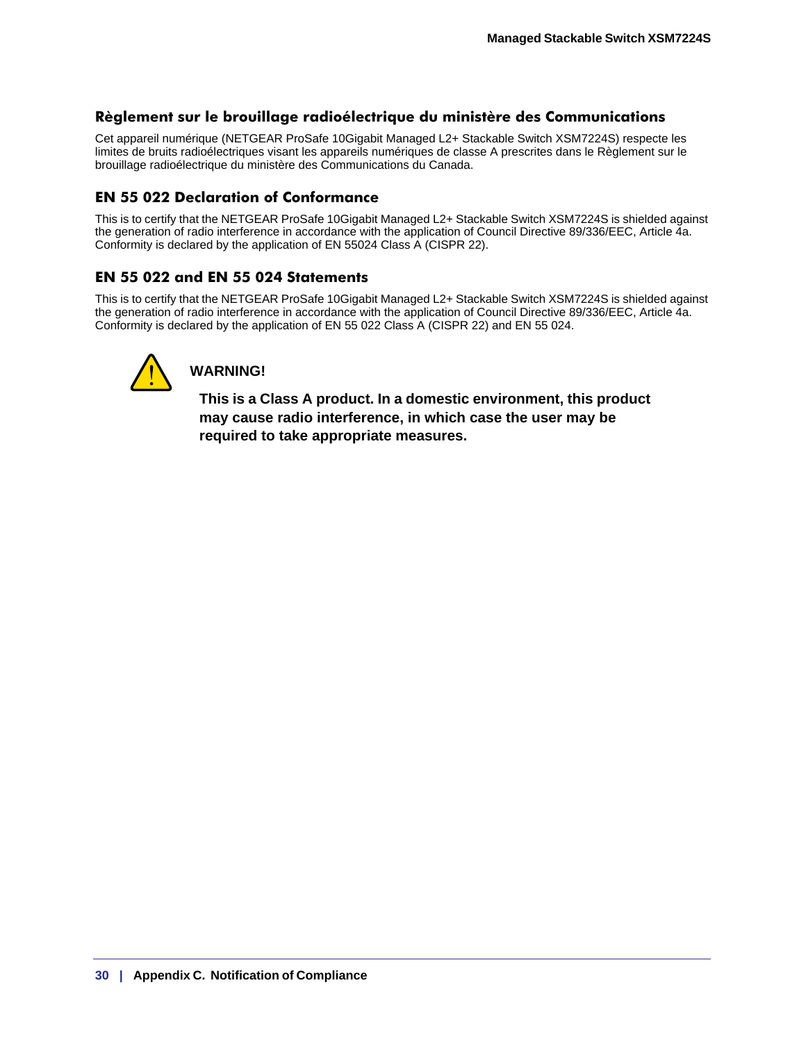## Règlement sur le brouillage radioélectrique du ministère des Communications

Cet appareil numérique (NETGEAR ProSafe 10Gigabit Managed L2+ Stackable Switch XSM7224S) respecte les limites de bruits radioélectriques visant les appareils numériques de classe A prescrites dans le Règlement sur le brouillage radioélectrique du ministère des Communications du Canada.

## EN 55 022 Declaration of Conformance

This is to certify that the NETGEAR ProSafe 10Gigabit Managed L2+ Stackable Switch XSM7224S is shielded against the generation of radio interference in accordance with the application of Council Directive 89/336/EEC, Article 4a. Conformity is declared by the application of EN 55024 Class A (CISPR 22).

## EN 55 022 and EN 55 024 Statements

This is to certify that the NETGEAR ProSafe 10Gigabit Managed L2+ Stackable Switch XSM7224S is shielded against the generation of radio interference in accordance with the application of Council Directive 89/336/EEC, Article 4a. Conformity is declared by the application of EN 55 022 Class A (CISPR 22) and EN 55 024.

**WARNING!**

**This is a Class A product. In a domestic environment, this product may cause radio interference, in which case the user may be required to take appropriate measures.**